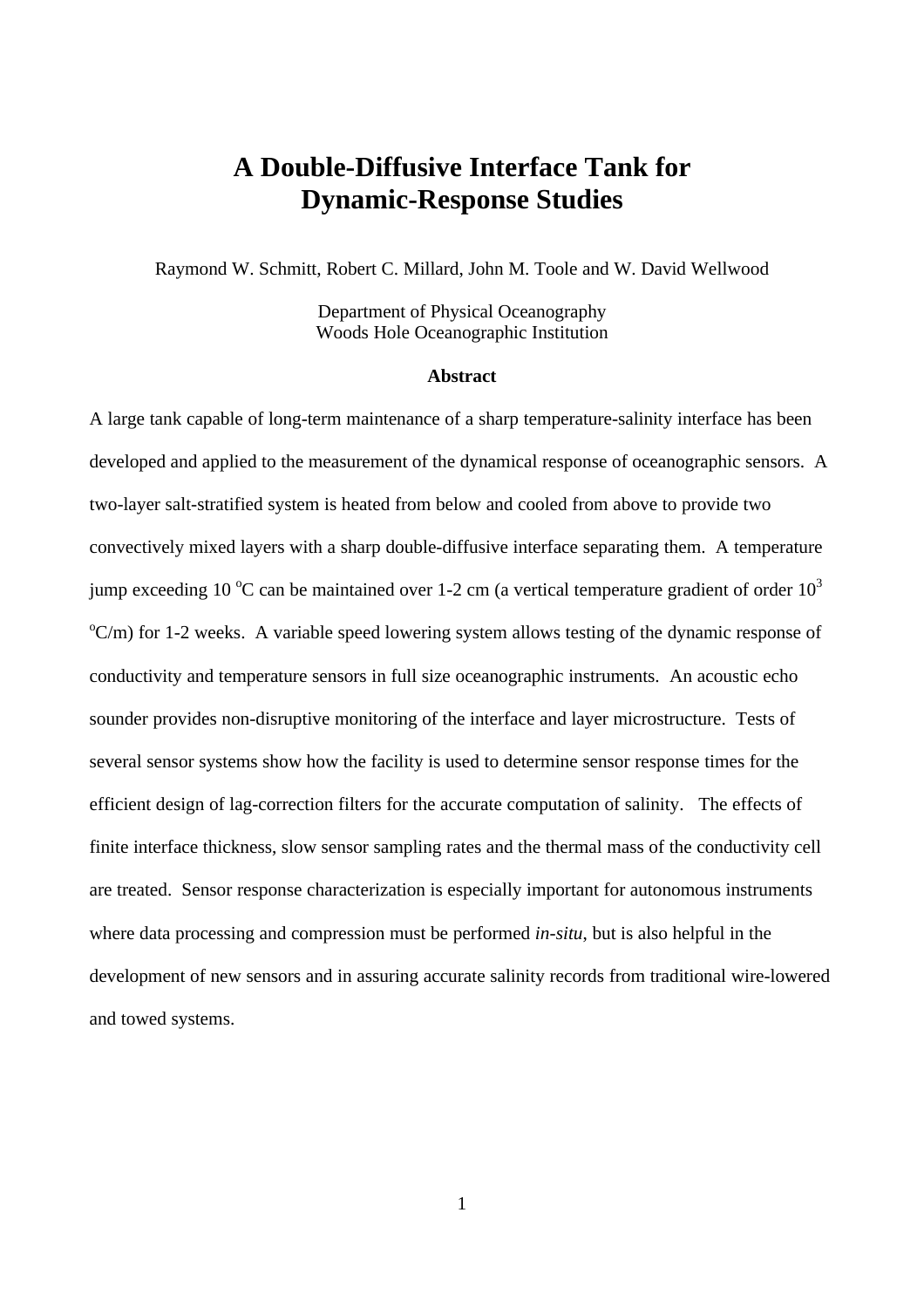# A Double-Diffusive Interface Tank for Dynamic-Response Studies

Raymond W. Schmitt, Robert C. Millard, John M. Toole and W. David Wellwood

Department of Physical Oceanography
Woods Hole Oceanographic Institution

### Abstract

A large tank capable of long-term maintenance of a sharp temperature-salinity interface has been developed and applied to the measurement of the dynamical response of oceanographic sensors. A two-layer salt-stratified system is heated from below and cooled from above to provide two convectively mixed layers with a sharp double-diffusive interface separating them. A temperature jump exceeding 10 $^{o}$C can be maintained over 1-2 cm (a vertical temperature gradient of order $10^{3}$ $^{o}$C/m) for 1-2 weeks. A variable speed lowering system allows testing of the dynamic response of conductivity and temperature sensors in full size oceanographic instruments. An acoustic echo sounder provides non-disruptive monitoring of the interface and layer microstructure. Tests of several sensor systems show how the facility is used to determine sensor response times for the efficient design of lag-correction filters for the accurate computation of salinity. The effects of finite interface thickness, slow sensor sampling rates and the thermal mass of the conductivity cell are treated. Sensor response characterization is especially important for autonomous instruments where data processing and compression must be performed *in-situ*, but is also helpful in the development of new sensors and in assuring accurate salinity records from traditional wire-lowered and towed systems.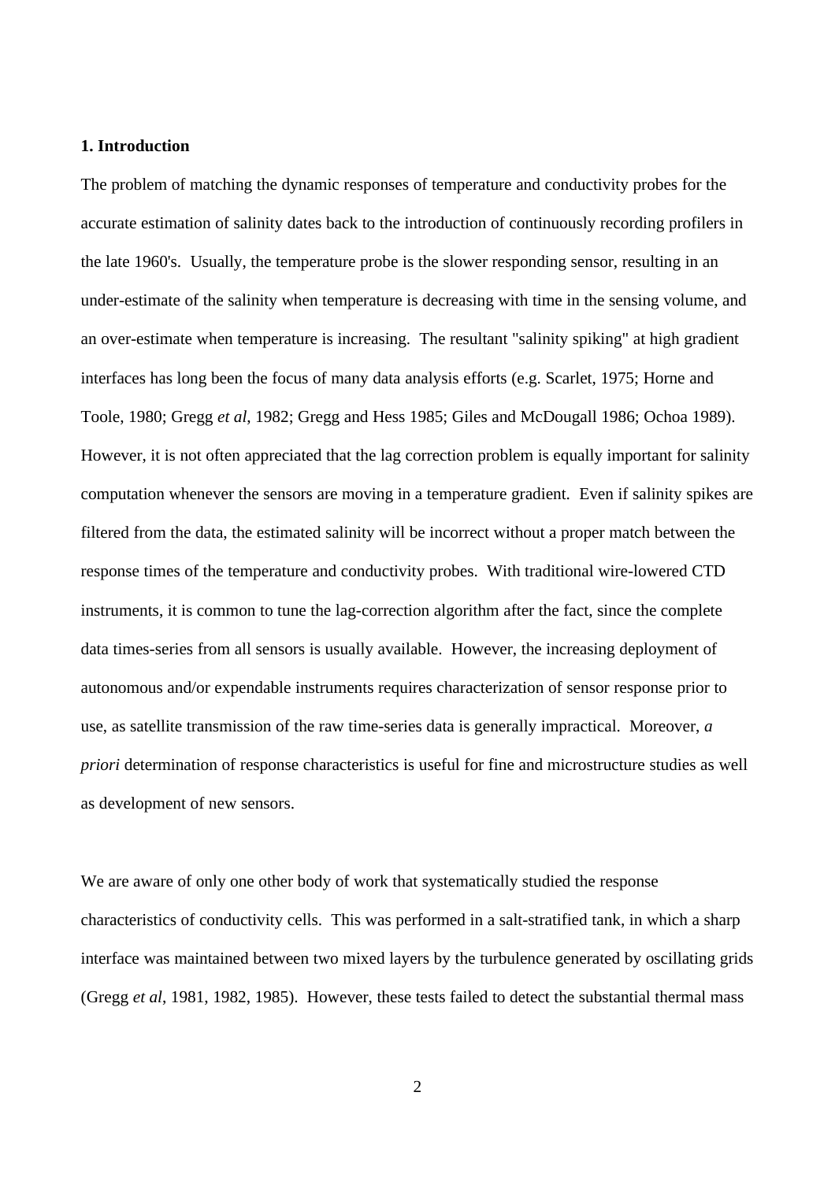## 1. Introduction

The problem of matching the dynamic responses of temperature and conductivity probes for the accurate estimation of salinity dates back to the introduction of continuously recording profilers in the late 1960's. Usually, the temperature probe is the slower responding sensor, resulting in an under-estimate of the salinity when temperature is decreasing with time in the sensing volume, and an over-estimate when temperature is increasing. The resultant "salinity spiking" at high gradient interfaces has long been the focus of many data analysis efforts (e.g. Scarlet, 1975; Horne and Toole, 1980; Gregg *et al*, 1982; Gregg and Hess 1985; Giles and McDougall 1986; Ochoa 1989). However, it is not often appreciated that the lag correction problem is equally important for salinity computation whenever the sensors are moving in a temperature gradient. Even if salinity spikes are filtered from the data, the estimated salinity will be incorrect without a proper match between the response times of the temperature and conductivity probes. With traditional wire-lowered CTD instruments, it is common to tune the lag-correction algorithm after the fact, since the complete data times-series from all sensors is usually available. However, the increasing deployment of autonomous and/or expendable instruments requires characterization of sensor response prior to use, as satellite transmission of the raw time-series data is generally impractical. Moreover, *a priori* determination of response characteristics is useful for fine and microstructure studies as well as development of new sensors.

We are aware of only one other body of work that systematically studied the response characteristics of conductivity cells. This was performed in a salt-stratified tank, in which a sharp interface was maintained between two mixed layers by the turbulence generated by oscillating grids (Gregg *et al*, 1981, 1982, 1985). However, these tests failed to detect the substantial thermal mass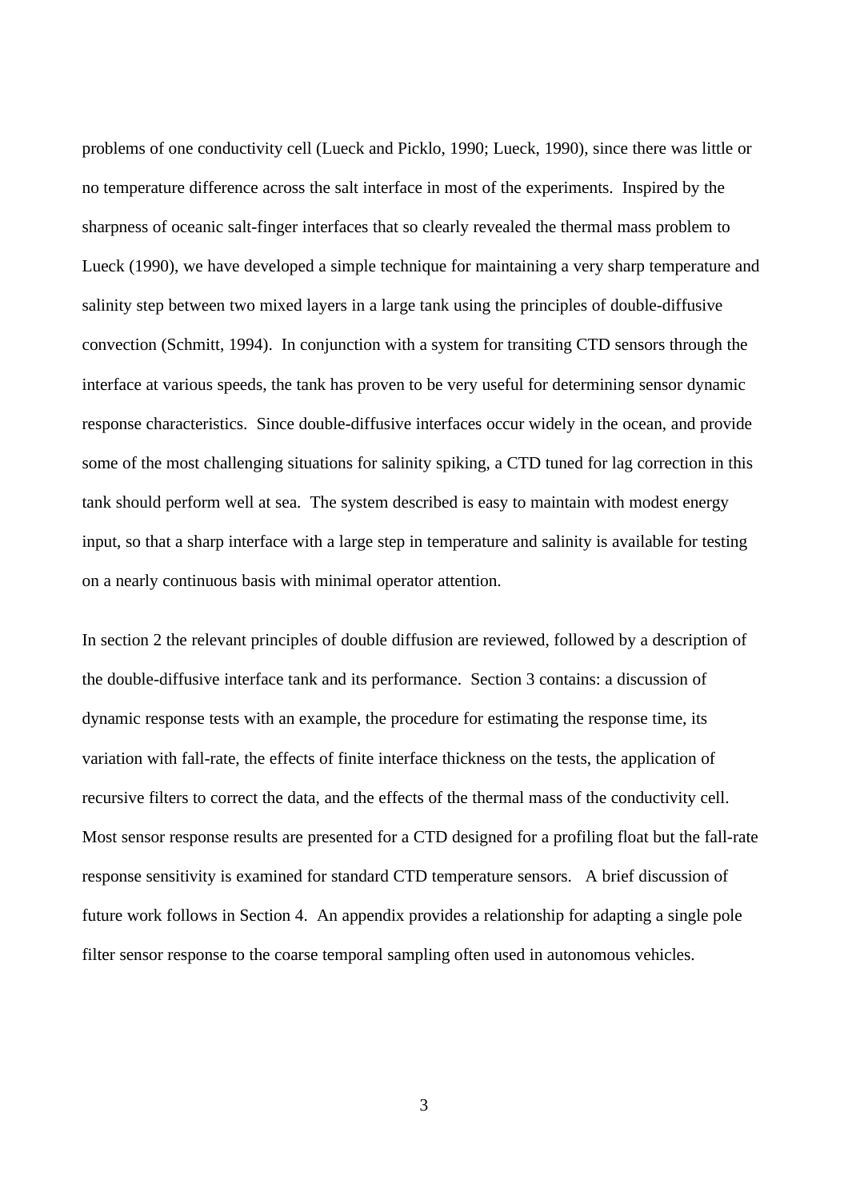problems of one conductivity cell (Lueck and Picklo, 1990; Lueck, 1990), since there was little or no temperature difference across the salt interface in most of the experiments. Inspired by the sharpness of oceanic salt-finger interfaces that so clearly revealed the thermal mass problem to Lueck (1990), we have developed a simple technique for maintaining a very sharp temperature and salinity step between two mixed layers in a large tank using the principles of double-diffusive convection (Schmitt, 1994). In conjunction with a system for transiting CTD sensors through the interface at various speeds, the tank has proven to be very useful for determining sensor dynamic response characteristics. Since double-diffusive interfaces occur widely in the ocean, and provide some of the most challenging situations for salinity spiking, a CTD tuned for lag correction in this tank should perform well at sea. The system described is easy to maintain with modest energy input, so that a sharp interface with a large step in temperature and salinity is available for testing on a nearly continuous basis with minimal operator attention.

In section 2 the relevant principles of double diffusion are reviewed, followed by a description of the double-diffusive interface tank and its performance. Section 3 contains: a discussion of dynamic response tests with an example, the procedure for estimating the response time, its variation with fall-rate, the effects of finite interface thickness on the tests, the application of recursive filters to correct the data, and the effects of the thermal mass of the conductivity cell. Most sensor response results are presented for a CTD designed for a profiling float but the fall-rate response sensitivity is examined for standard CTD temperature sensors. A brief discussion of future work follows in Section 4. An appendix provides a relationship for adapting a single pole filter sensor response to the coarse temporal sampling often used in autonomous vehicles.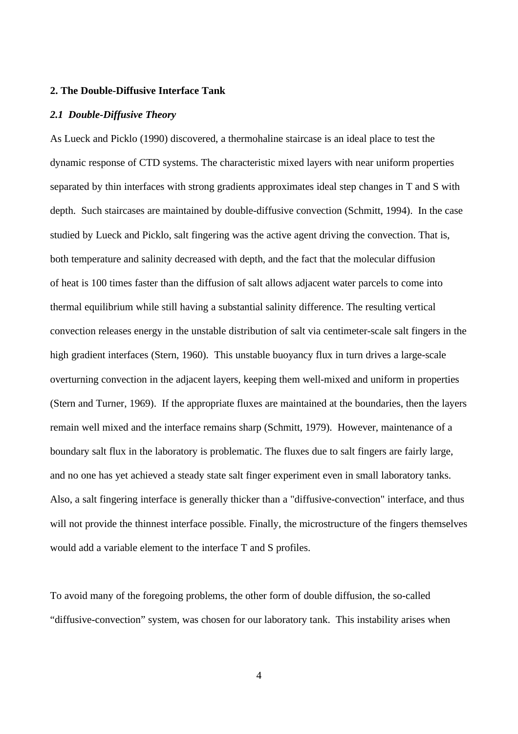## 2. The Double-Diffusive Interface Tank

### *2.1 Double-Diffusive Theory*

As Lueck and Picklo (1990) discovered, a thermohaline staircase is an ideal place to test the dynamic response of CTD systems. The characteristic mixed layers with near uniform properties separated by thin interfaces with strong gradients approximates ideal step changes in T and S with depth. Such staircases are maintained by double-diffusive convection (Schmitt, 1994). In the case studied by Lueck and Picklo, salt fingering was the active agent driving the convection. That is, both temperature and salinity decreased with depth, and the fact that the molecular diffusion of heat is 100 times faster than the diffusion of salt allows adjacent water parcels to come into thermal equilibrium while still having a substantial salinity difference. The resulting vertical convection releases energy in the unstable distribution of salt via centimeter-scale salt fingers in the high gradient interfaces (Stern, 1960). This unstable buoyancy flux in turn drives a large-scale overturning convection in the adjacent layers, keeping them well-mixed and uniform in properties (Stern and Turner, 1969). If the appropriate fluxes are maintained at the boundaries, then the layers remain well mixed and the interface remains sharp (Schmitt, 1979). However, maintenance of a boundary salt flux in the laboratory is problematic. The fluxes due to salt fingers are fairly large, and no one has yet achieved a steady state salt finger experiment even in small laboratory tanks. Also, a salt fingering interface is generally thicker than a "diffusive-convection" interface, and thus will not provide the thinnest interface possible. Finally, the microstructure of the fingers themselves would add a variable element to the interface T and S profiles.

To avoid many of the foregoing problems, the other form of double diffusion, the so-called "diffusive-convection" system, was chosen for our laboratory tank. This instability arises when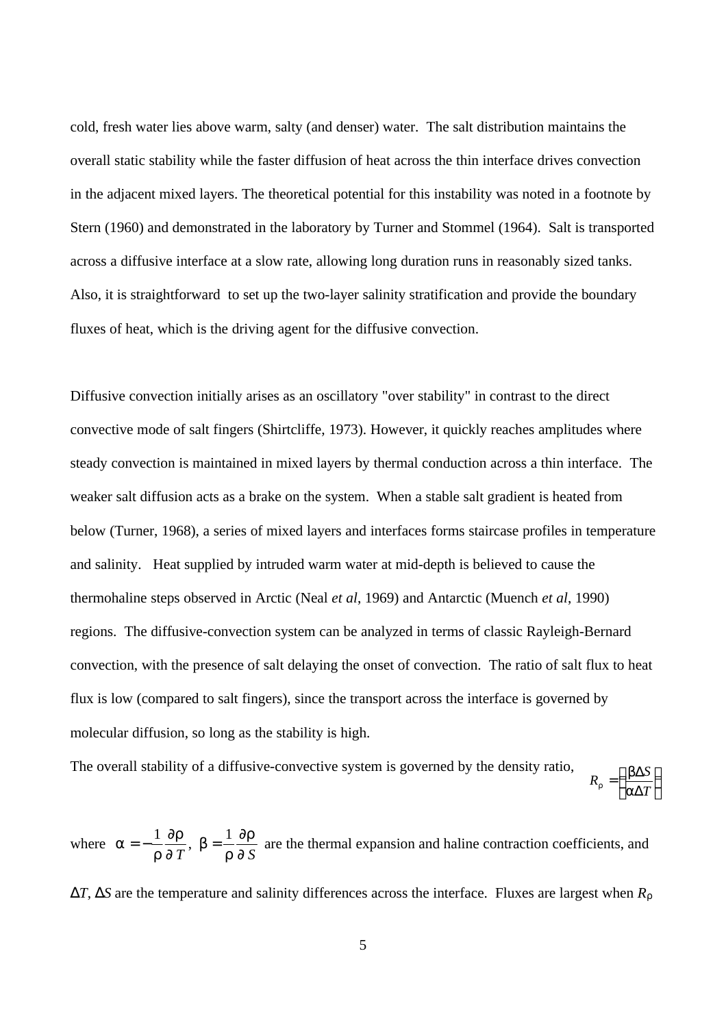cold, fresh water lies above warm, salty (and denser) water. The salt distribution maintains the overall static stability while the faster diffusion of heat across the thin interface drives convection in the adjacent mixed layers. The theoretical potential for this instability was noted in a footnote by Stern (1960) and demonstrated in the laboratory by Turner and Stommel (1964). Salt is transported across a diffusive interface at a slow rate, allowing long duration runs in reasonably sized tanks. Also, it is straightforward to set up the two-layer salinity stratification and provide the boundary fluxes of heat, which is the driving agent for the diffusive convection.

Diffusive convection initially arises as an oscillatory "over stability" in contrast to the direct convective mode of salt fingers (Shirtcliffe, 1973). However, it quickly reaches amplitudes where steady convection is maintained in mixed layers by thermal conduction across a thin interface. The weaker salt diffusion acts as a brake on the system. When a stable salt gradient is heated from below (Turner, 1968), a series of mixed layers and interfaces forms staircase profiles in temperature and salinity. Heat supplied by intruded warm water at mid-depth is believed to cause the thermohaline steps observed in Arctic (Neal *et al*, 1969) and Antarctic (Muench *et al*, 1990) regions. The diffusive-convection system can be analyzed in terms of classic Rayleigh-Bernard convection, with the presence of salt delaying the onset of convection. The ratio of salt flux to heat flux is low (compared to salt fingers), since the transport across the interface is governed by molecular diffusion, so long as the stability is high.

The overall stability of a diffusive-convective system is governed by the density ratio, $R_\rho = \left(\frac{\beta \Delta S}{\alpha \Delta T}\right)$

where $\alpha = -\frac{1}{\rho}\frac{\partial \rho}{\partial T}$, $\beta = \frac{1}{\rho}\frac{\partial \rho}{\partial S}$ are the thermal expansion and haline contraction coefficients, and

$\Delta T$, $\Delta S$ are the temperature and salinity differences across the interface. Fluxes are largest when $R_\rho$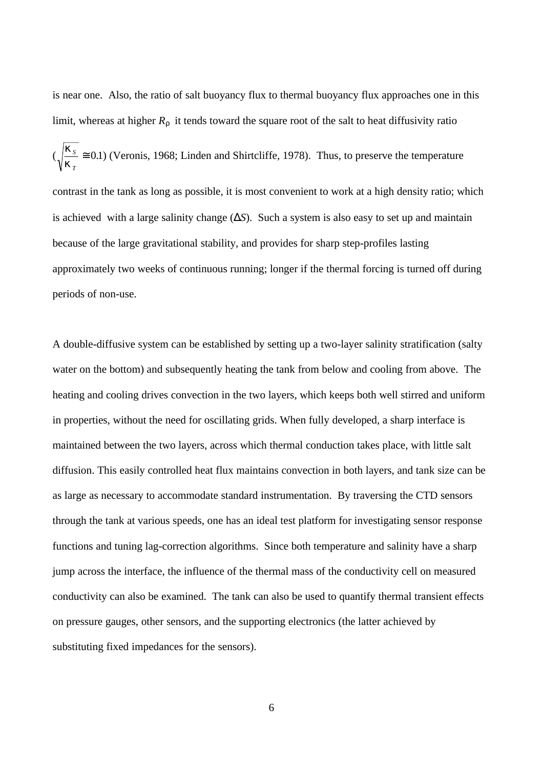is near one. Also, the ratio of salt buoyancy flux to thermal buoyancy flux approaches one in this limit, whereas at higher $R_\rho$ it tends toward the square root of the salt to heat diffusivity ratio ($\sqrt{\frac{\kappa_S}{\kappa_T}} \cong 0.1$) (Veronis, 1968; Linden and Shirtcliffe, 1978). Thus, to preserve the temperature contrast in the tank as long as possible, it is most convenient to work at a high density ratio; which is achieved with a large salinity change ($\Delta S$). Such a system is also easy to set up and maintain because of the large gravitational stability, and provides for sharp step-profiles lasting approximately two weeks of continuous running; longer if the thermal forcing is turned off during periods of non-use.

A double-diffusive system can be established by setting up a two-layer salinity stratification (salty water on the bottom) and subsequently heating the tank from below and cooling from above. The heating and cooling drives convection in the two layers, which keeps both well stirred and uniform in properties, without the need for oscillating grids. When fully developed, a sharp interface is maintained between the two layers, across which thermal conduction takes place, with little salt diffusion. This easily controlled heat flux maintains convection in both layers, and tank size can be as large as necessary to accommodate standard instrumentation. By traversing the CTD sensors through the tank at various speeds, one has an ideal test platform for investigating sensor response functions and tuning lag-correction algorithms. Since both temperature and salinity have a sharp jump across the interface, the influence of the thermal mass of the conductivity cell on measured conductivity can also be examined. The tank can also be used to quantify thermal transient effects on pressure gauges, other sensors, and the supporting electronics (the latter achieved by substituting fixed impedances for the sensors).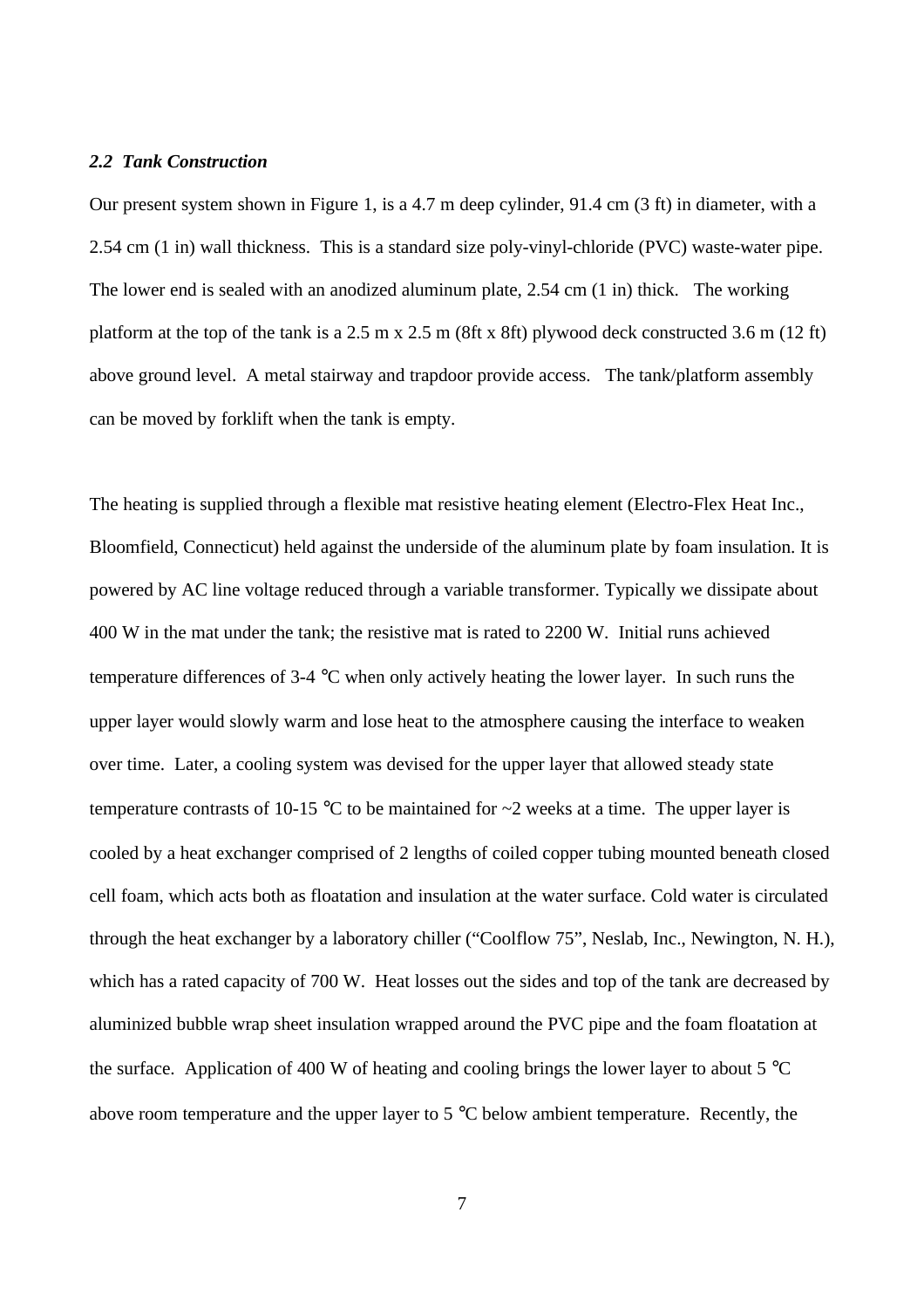### *2.2 Tank Construction*

Our present system shown in Figure 1, is a 4.7 m deep cylinder, 91.4 cm (3 ft) in diameter, with a 2.54 cm (1 in) wall thickness. This is a standard size poly-vinyl-chloride (PVC) waste-water pipe. The lower end is sealed with an anodized aluminum plate, 2.54 cm (1 in) thick. The working platform at the top of the tank is a 2.5 m x 2.5 m (8ft x 8ft) plywood deck constructed 3.6 m (12 ft) above ground level. A metal stairway and trapdoor provide access. The tank/platform assembly can be moved by forklift when the tank is empty.

The heating is supplied through a flexible mat resistive heating element (Electro-Flex Heat Inc., Bloomfield, Connecticut) held against the underside of the aluminum plate by foam insulation. It is powered by AC line voltage reduced through a variable transformer. Typically we dissipate about 400 W in the mat under the tank; the resistive mat is rated to 2200 W. Initial runs achieved temperature differences of 3-4 °C when only actively heating the lower layer. In such runs the upper layer would slowly warm and lose heat to the atmosphere causing the interface to weaken over time. Later, a cooling system was devised for the upper layer that allowed steady state temperature contrasts of 10-15 °C to be maintained for ~2 weeks at a time. The upper layer is cooled by a heat exchanger comprised of 2 lengths of coiled copper tubing mounted beneath closed cell foam, which acts both as floatation and insulation at the water surface. Cold water is circulated through the heat exchanger by a laboratory chiller ("Coolflow 75", Neslab, Inc., Newington, N. H.), which has a rated capacity of 700 W. Heat losses out the sides and top of the tank are decreased by aluminized bubble wrap sheet insulation wrapped around the PVC pipe and the foam floatation at the surface. Application of 400 W of heating and cooling brings the lower layer to about 5 °C above room temperature and the upper layer to 5 °C below ambient temperature. Recently, the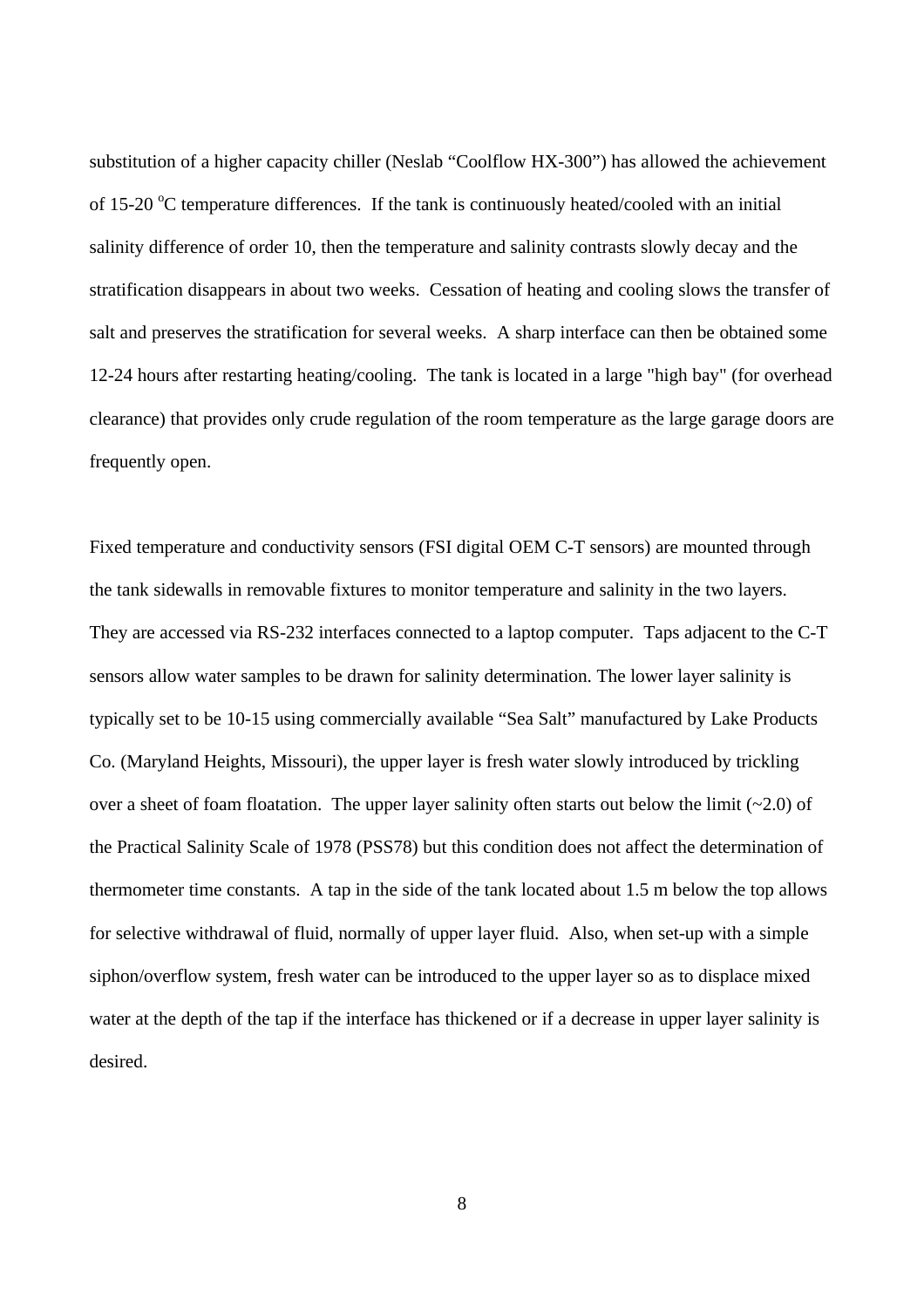substitution of a higher capacity chiller (Neslab "Coolflow HX-300") has allowed the achievement of 15-20 $^{o}$C temperature differences. If the tank is continuously heated/cooled with an initial salinity difference of order 10, then the temperature and salinity contrasts slowly decay and the stratification disappears in about two weeks. Cessation of heating and cooling slows the transfer of salt and preserves the stratification for several weeks. A sharp interface can then be obtained some 12-24 hours after restarting heating/cooling. The tank is located in a large "high bay" (for overhead clearance) that provides only crude regulation of the room temperature as the large garage doors are frequently open.

Fixed temperature and conductivity sensors (FSI digital OEM C-T sensors) are mounted through the tank sidewalls in removable fixtures to monitor temperature and salinity in the two layers. They are accessed via RS-232 interfaces connected to a laptop computer. Taps adjacent to the C-T sensors allow water samples to be drawn for salinity determination. The lower layer salinity is typically set to be 10-15 using commercially available "Sea Salt" manufactured by Lake Products Co. (Maryland Heights, Missouri), the upper layer is fresh water slowly introduced by trickling over a sheet of foam floatation. The upper layer salinity often starts out below the limit (~2.0) of the Practical Salinity Scale of 1978 (PSS78) but this condition does not affect the determination of thermometer time constants. A tap in the side of the tank located about 1.5 m below the top allows for selective withdrawal of fluid, normally of upper layer fluid. Also, when set-up with a simple siphon/overflow system, fresh water can be introduced to the upper layer so as to displace mixed water at the depth of the tap if the interface has thickened or if a decrease in upper layer salinity is desired.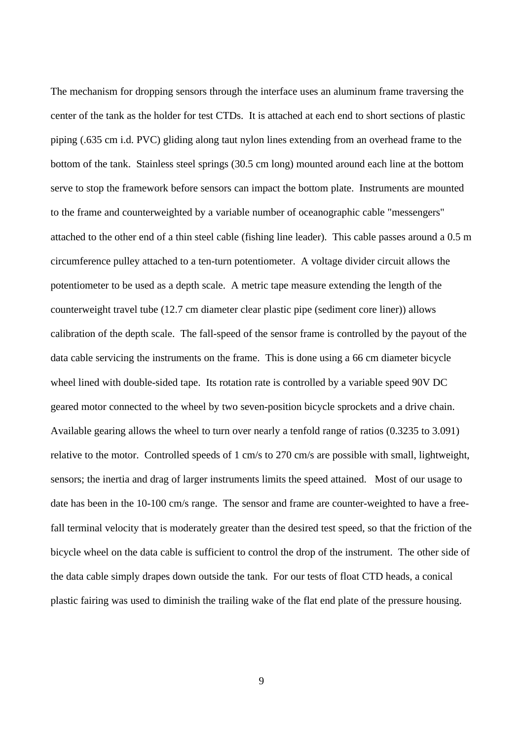The mechanism for dropping sensors through the interface uses an aluminum frame traversing the center of the tank as the holder for test CTDs. It is attached at each end to short sections of plastic piping (.635 cm i.d. PVC) gliding along taut nylon lines extending from an overhead frame to the bottom of the tank. Stainless steel springs (30.5 cm long) mounted around each line at the bottom serve to stop the framework before sensors can impact the bottom plate. Instruments are mounted to the frame and counterweighted by a variable number of oceanographic cable "messengers" attached to the other end of a thin steel cable (fishing line leader). This cable passes around a 0.5 m circumference pulley attached to a ten-turn potentiometer. A voltage divider circuit allows the potentiometer to be used as a depth scale. A metric tape measure extending the length of the counterweight travel tube (12.7 cm diameter clear plastic pipe (sediment core liner)) allows calibration of the depth scale. The fall-speed of the sensor frame is controlled by the payout of the data cable servicing the instruments on the frame. This is done using a 66 cm diameter bicycle wheel lined with double-sided tape. Its rotation rate is controlled by a variable speed 90V DC geared motor connected to the wheel by two seven-position bicycle sprockets and a drive chain. Available gearing allows the wheel to turn over nearly a tenfold range of ratios (0.3235 to 3.091) relative to the motor. Controlled speeds of 1 cm/s to 270 cm/s are possible with small, lightweight, sensors; the inertia and drag of larger instruments limits the speed attained. Most of our usage to date has been in the 10-100 cm/s range. The sensor and frame are counter-weighted to have a free-fall terminal velocity that is moderately greater than the desired test speed, so that the friction of the bicycle wheel on the data cable is sufficient to control the drop of the instrument. The other side of the data cable simply drapes down outside the tank. For our tests of float CTD heads, a conical plastic fairing was used to diminish the trailing wake of the flat end plate of the pressure housing.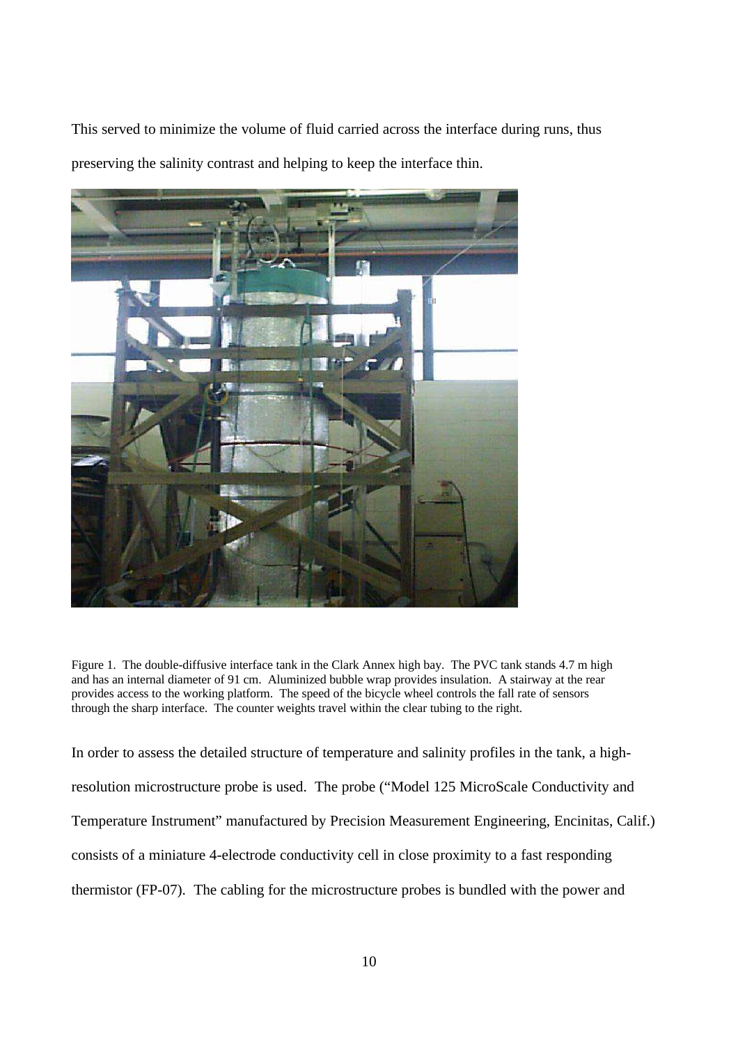This served to minimize the volume of fluid carried across the interface during runs, thus preserving the salinity contrast and helping to keep the interface thin.

Figure 1. The double-diffusive interface tank in the Clark Annex high bay. The PVC tank stands 4.7 m high and has an internal diameter of 91 cm. Aluminized bubble wrap provides insulation. A stairway at the rear provides access to the working platform. The speed of the bicycle wheel controls the fall rate of sensors through the sharp interface. The counter weights travel within the clear tubing to the right.

In order to assess the detailed structure of temperature and salinity profiles in the tank, a high-resolution microstructure probe is used. The probe ("Model 125 MicroScale Conductivity and Temperature Instrument" manufactured by Precision Measurement Engineering, Encinitas, Calif.) consists of a miniature 4-electrode conductivity cell in close proximity to a fast responding thermistor (FP-07). The cabling for the microstructure probes is bundled with the power and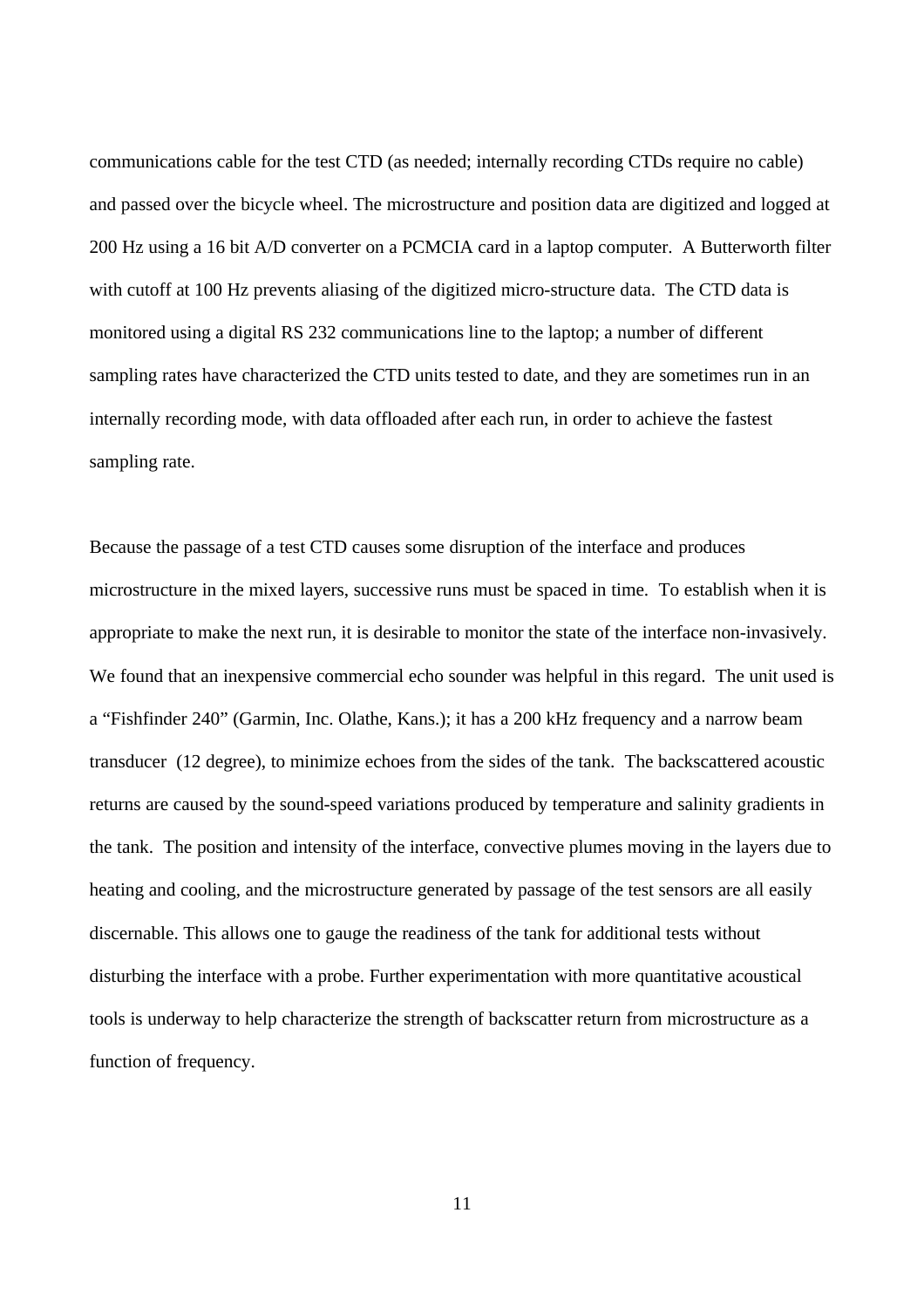communications cable for the test CTD (as needed; internally recording CTDs require no cable) and passed over the bicycle wheel. The microstructure and position data are digitized and logged at 200 Hz using a 16 bit A/D converter on a PCMCIA card in a laptop computer. A Butterworth filter with cutoff at 100 Hz prevents aliasing of the digitized micro-structure data. The CTD data is monitored using a digital RS 232 communications line to the laptop; a number of different sampling rates have characterized the CTD units tested to date, and they are sometimes run in an internally recording mode, with data offloaded after each run, in order to achieve the fastest sampling rate.

Because the passage of a test CTD causes some disruption of the interface and produces microstructure in the mixed layers, successive runs must be spaced in time. To establish when it is appropriate to make the next run, it is desirable to monitor the state of the interface non-invasively. We found that an inexpensive commercial echo sounder was helpful in this regard. The unit used is a “Fishfinder 240” (Garmin, Inc. Olathe, Kans.); it has a 200 kHz frequency and a narrow beam transducer (12 degree), to minimize echoes from the sides of the tank. The backscattered acoustic returns are caused by the sound-speed variations produced by temperature and salinity gradients in the tank. The position and intensity of the interface, convective plumes moving in the layers due to heating and cooling, and the microstructure generated by passage of the test sensors are all easily discernable. This allows one to gauge the readiness of the tank for additional tests without disturbing the interface with a probe. Further experimentation with more quantitative acoustical tools is underway to help characterize the strength of backscatter return from microstructure as a function of frequency.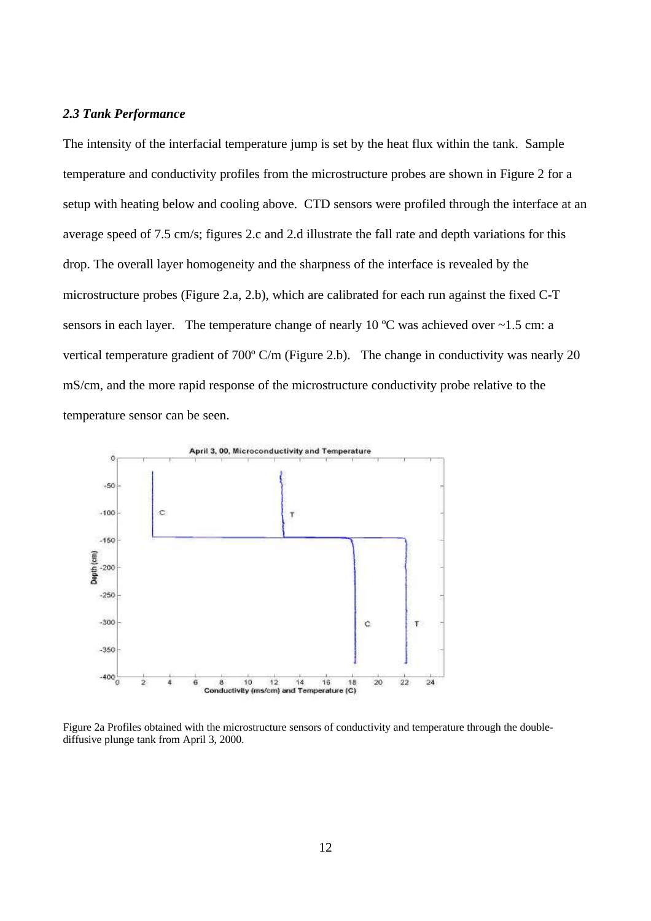*2.3 Tank Performance*

The intensity of the interfacial temperature jump is set by the heat flux within the tank. Sample temperature and conductivity profiles from the microstructure probes are shown in Figure 2 for a setup with heating below and cooling above. CTD sensors were profiled through the interface at an average speed of 7.5 cm/s; figures 2.c and 2.d illustrate the fall rate and depth variations for this drop. The overall layer homogeneity and the sharpness of the interface is revealed by the microstructure probes (Figure 2.a, 2.b), which are calibrated for each run against the fixed C-T sensors in each layer. The temperature change of nearly 10 ºC was achieved over ~1.5 cm: a vertical temperature gradient of 700º C/m (Figure 2.b). The change in conductivity was nearly 20 mS/cm, and the more rapid response of the microstructure conductivity probe relative to the temperature sensor can be seen.

Figure 2a Profiles obtained with the microstructure sensors of conductivity and temperature through the double-diffusive plunge tank from April 3, 2000.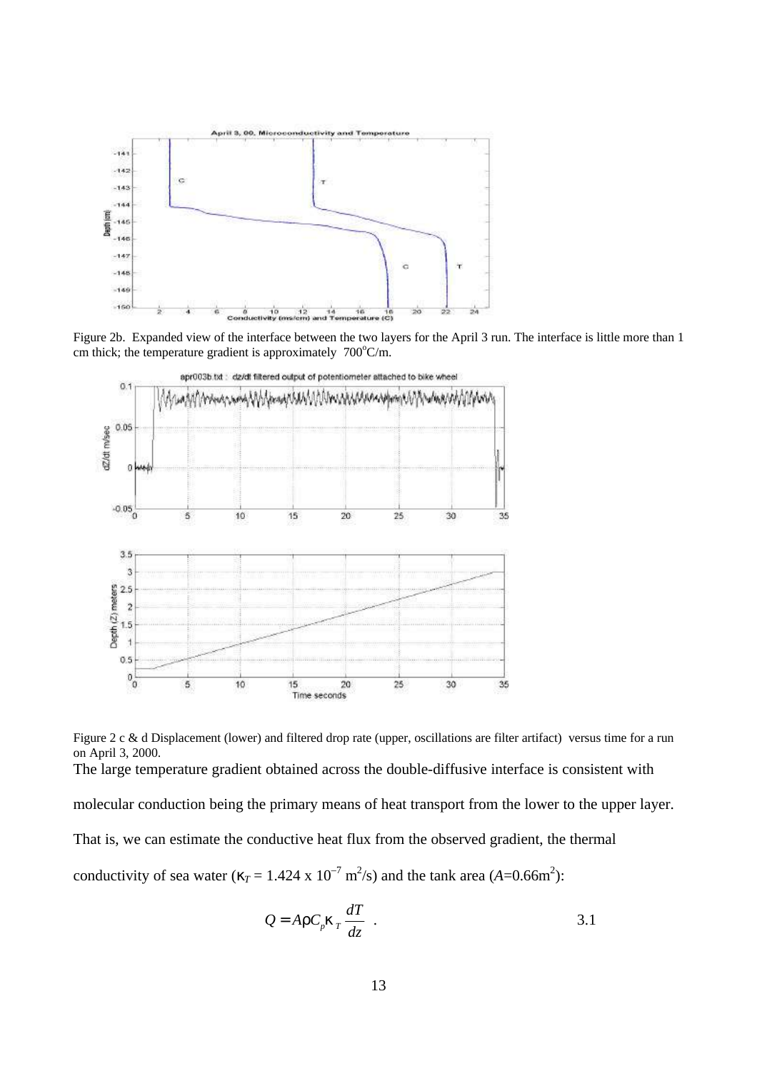Figure 2b. Expanded view of the interface between the two layers for the April 3 run. The interface is little more than 1 cm thick; the temperature gradient is approximately 700°C/m.

Figure 2 c & d Displacement (lower) and filtered drop rate (upper, oscillations are filter artifact) versus time for a run on April 3, 2000.

The large temperature gradient obtained across the double-diffusive interface is consistent with molecular conduction being the primary means of heat transport from the lower to the upper layer. That is, we can estimate the conductive heat flux from the observed gradient, the thermal conductivity of sea water ($\kappa_T = 1.424 \times 10^{-7}$ m$^2$/s) and the tank area ($A$=0.66m$^2$):

$$Q = A\rho C_p \kappa_T \frac{dT}{dz} \quad . \qquad 3.1$$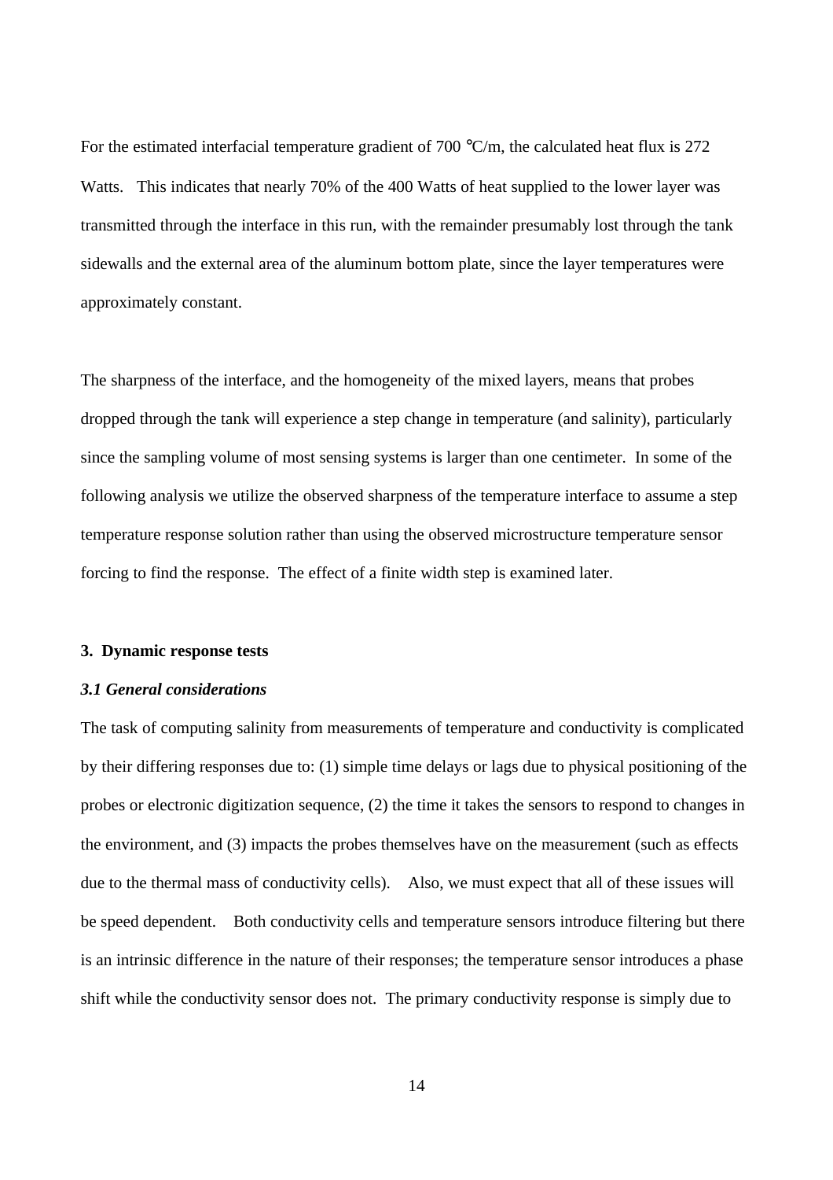For the estimated interfacial temperature gradient of 700 °C/m, the calculated heat flux is 272 Watts. This indicates that nearly 70% of the 400 Watts of heat supplied to the lower layer was transmitted through the interface in this run, with the remainder presumably lost through the tank sidewalls and the external area of the aluminum bottom plate, since the layer temperatures were approximately constant.

The sharpness of the interface, and the homogeneity of the mixed layers, means that probes dropped through the tank will experience a step change in temperature (and salinity), particularly since the sampling volume of most sensing systems is larger than one centimeter. In some of the following analysis we utilize the observed sharpness of the temperature interface to assume a step temperature response solution rather than using the observed microstructure temperature sensor forcing to find the response. The effect of a finite width step is examined later.

## 3. Dynamic response tests

### *3.1 General considerations*

The task of computing salinity from measurements of temperature and conductivity is complicated by their differing responses due to: (1) simple time delays or lags due to physical positioning of the probes or electronic digitization sequence, (2) the time it takes the sensors to respond to changes in the environment, and (3) impacts the probes themselves have on the measurement (such as effects due to the thermal mass of conductivity cells). Also, we must expect that all of these issues will be speed dependent. Both conductivity cells and temperature sensors introduce filtering but there is an intrinsic difference in the nature of their responses; the temperature sensor introduces a phase shift while the conductivity sensor does not. The primary conductivity response is simply due to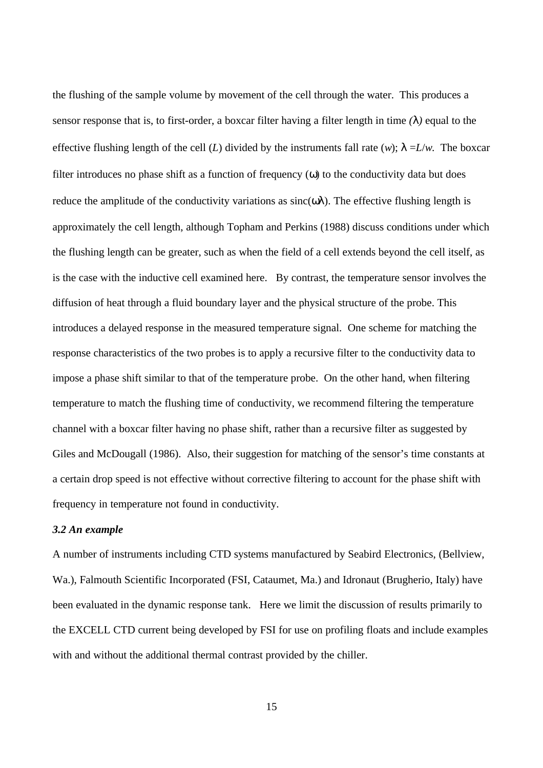the flushing of the sample volume by movement of the cell through the water. This produces a sensor response that is, to first-order, a boxcar filter having a filter length in time *(*$\lambda$*)* equal to the effective flushing length of the cell (*L*) divided by the instruments fall rate (*w*); $\lambda = L/w$. The boxcar filter introduces no phase shift as a function of frequency ($\omega$) to the conductivity data but does reduce the amplitude of the conductivity variations as $\text{sinc}(\omega\lambda)$. The effective flushing length is approximately the cell length, although Topham and Perkins (1988) discuss conditions under which the flushing length can be greater, such as when the field of a cell extends beyond the cell itself, as is the case with the inductive cell examined here. By contrast, the temperature sensor involves the diffusion of heat through a fluid boundary layer and the physical structure of the probe. This introduces a delayed response in the measured temperature signal. One scheme for matching the response characteristics of the two probes is to apply a recursive filter to the conductivity data to impose a phase shift similar to that of the temperature probe. On the other hand, when filtering temperature to match the flushing time of conductivity, we recommend filtering the temperature channel with a boxcar filter having no phase shift, rather than a recursive filter as suggested by Giles and McDougall (1986). Also, their suggestion for matching of the sensor's time constants at a certain drop speed is not effective without corrective filtering to account for the phase shift with frequency in temperature not found in conductivity.

### *3.2 An example*

A number of instruments including CTD systems manufactured by Seabird Electronics, (Bellview, Wa.), Falmouth Scientific Incorporated (FSI, Cataumet, Ma.) and Idronaut (Brugherio, Italy) have been evaluated in the dynamic response tank. Here we limit the discussion of results primarily to the EXCELL CTD current being developed by FSI for use on profiling floats and include examples with and without the additional thermal contrast provided by the chiller.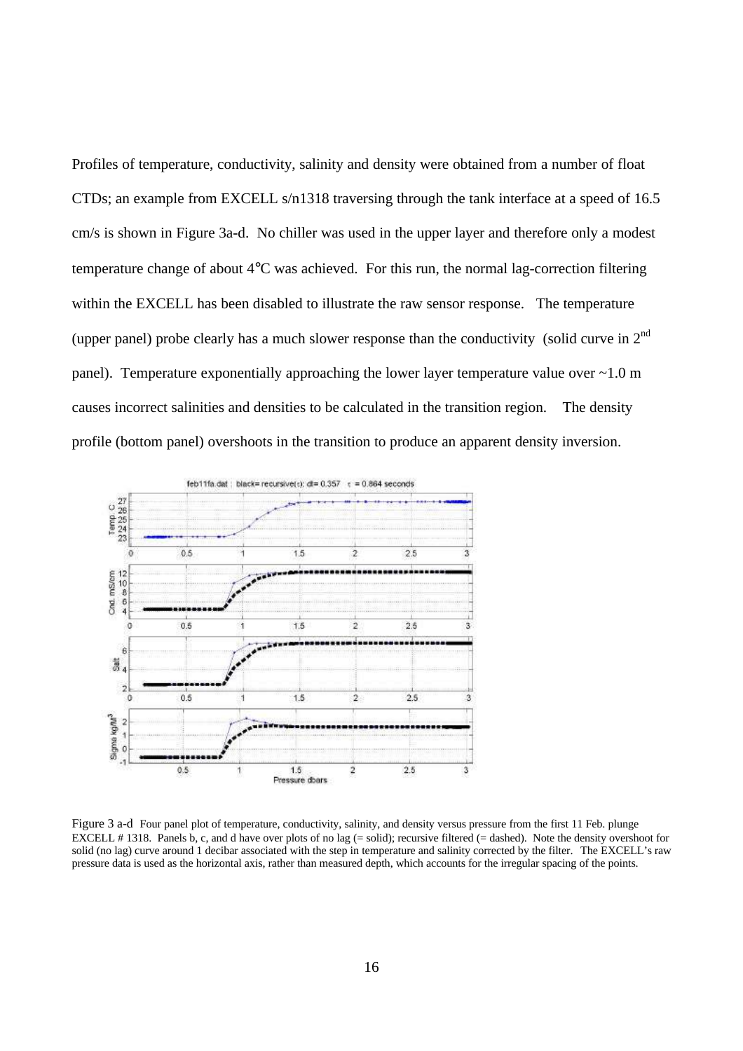Profiles of temperature, conductivity, salinity and density were obtained from a number of float CTDs; an example from EXCELL s/n1318 traversing through the tank interface at a speed of 16.5 cm/s is shown in Figure 3a-d. No chiller was used in the upper layer and therefore only a modest temperature change of about 4°C was achieved. For this run, the normal lag-correction filtering within the EXCELL has been disabled to illustrate the raw sensor response. The temperature (upper panel) probe clearly has a much slower response than the conductivity (solid curve in 2nd panel). Temperature exponentially approaching the lower layer temperature value over ~1.0 m causes incorrect salinities and densities to be calculated in the transition region. The density profile (bottom panel) overshoots in the transition to produce an apparent density inversion.

Figure 3 a-d Four panel plot of temperature, conductivity, salinity, and density versus pressure from the first 11 Feb. plunge EXCELL # 1318. Panels b, c, and d have over plots of no lag (= solid); recursive filtered (= dashed). Note the density overshoot for solid (no lag) curve around 1 decibar associated with the step in temperature and salinity corrected by the filter. The EXCELL's raw pressure data is used as the horizontal axis, rather than measured depth, which accounts for the irregular spacing of the points.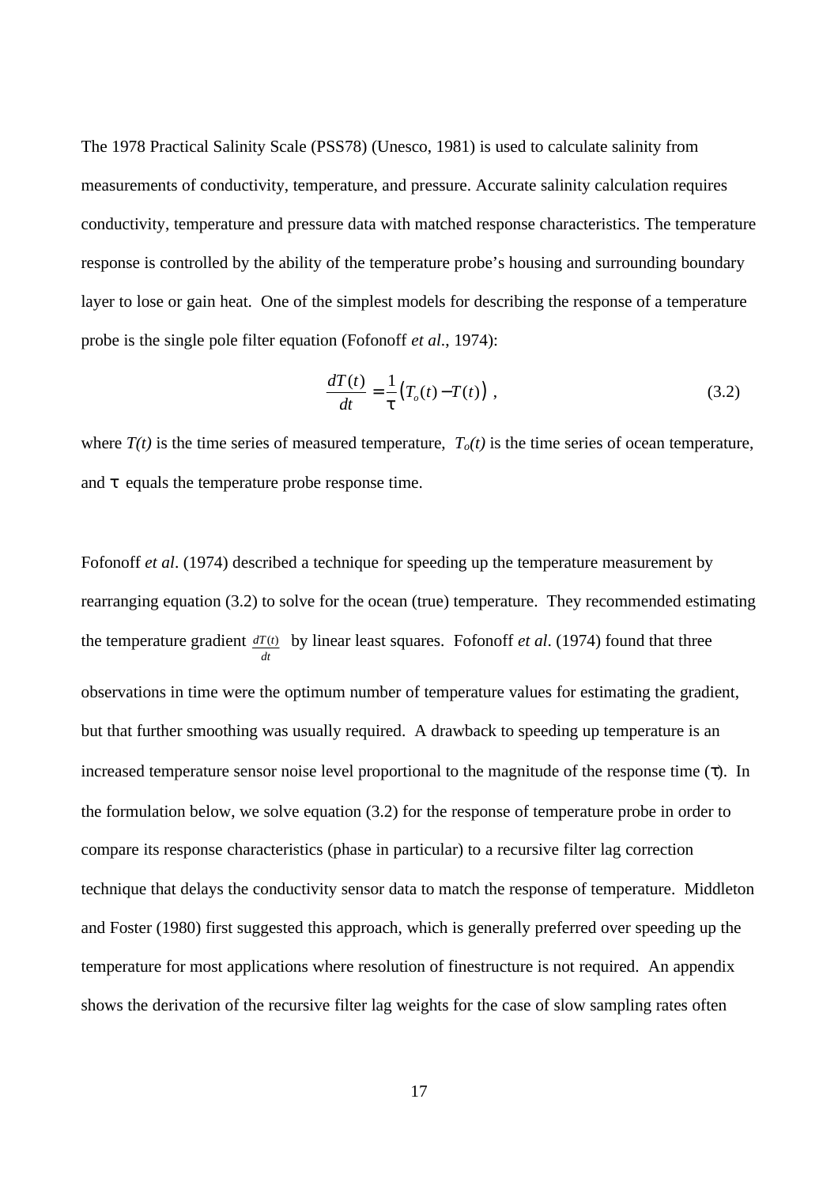The 1978 Practical Salinity Scale (PSS78) (Unesco, 1981) is used to calculate salinity from measurements of conductivity, temperature, and pressure. Accurate salinity calculation requires conductivity, temperature and pressure data with matched response characteristics. The temperature response is controlled by the ability of the temperature probe's housing and surrounding boundary layer to lose or gain heat. One of the simplest models for describing the response of a temperature probe is the single pole filter equation (Fofonoff *et al.*, 1974):

$$\frac{dT(t)}{dt} = \frac{1}{\tau}\left(T_o(t) - T(t)\right) \; , \tag{3.2}$$

where $T(t)$ is the time series of measured temperature, $T_o(t)$ is the time series of ocean temperature, and $\tau$ equals the temperature probe response time.

Fofonoff *et al*. (1974) described a technique for speeding up the temperature measurement by rearranging equation (3.2) to solve for the ocean (true) temperature. They recommended estimating the temperature gradient $\frac{dT(t)}{dt}$ by linear least squares. Fofonoff *et al*. (1974) found that three observations in time were the optimum number of temperature values for estimating the gradient, but that further smoothing was usually required. A drawback to speeding up temperature is an increased temperature sensor noise level proportional to the magnitude of the response time ($\tau$). In the formulation below, we solve equation (3.2) for the response of temperature probe in order to compare its response characteristics (phase in particular) to a recursive filter lag correction technique that delays the conductivity sensor data to match the response of temperature. Middleton and Foster (1980) first suggested this approach, which is generally preferred over speeding up the temperature for most applications where resolution of finestructure is not required. An appendix shows the derivation of the recursive filter lag weights for the case of slow sampling rates often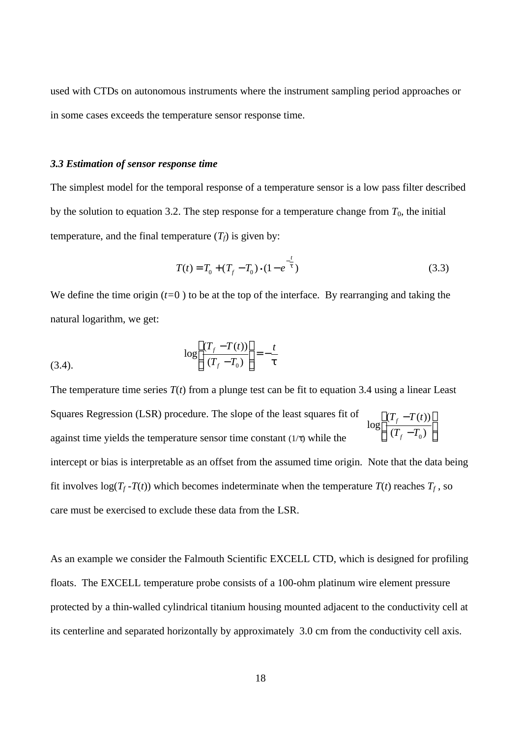used with CTDs on autonomous instruments where the instrument sampling period approaches or in some cases exceeds the temperature sensor response time.

***3.3 Estimation of sensor response time***

The simplest model for the temporal response of a temperature sensor is a low pass filter described by the solution to equation 3.2. The step response for a temperature change from $T_0$, the initial temperature, and the final temperature ($T_f$) is given by:

$$T(t) = T_0 + (T_f - T_0) \cdot (1 - e^{-\frac{t}{\tau}}) \tag{3.3}$$

We define the time origin ($t$=0 ) to be at the top of the interface. By rearranging and taking the natural logarithm, we get:

$$\log\left(\frac{(T_f - T(t))}{(T_f - T_0)}\right) = -\frac{t}{\tau} \tag{3.4}$$

The temperature time series $T(t)$ from a plunge test can be fit to equation 3.4 using a linear Least Squares Regression (LSR) procedure. The slope of the least squares fit of $\log\left(\frac{(T_f - T(t))}{(T_f - T_0)}\right)$ against time yields the temperature sensor time constant ($1/\tau$) while the intercept or bias is interpretable as an offset from the assumed time origin. Note that the data being fit involves $\log(T_f - T(t))$ which becomes indeterminate when the temperature $T(t)$ reaches $T_f$, so care must be exercised to exclude these data from the LSR.

As an example we consider the Falmouth Scientific EXCELL CTD, which is designed for profiling floats. The EXCELL temperature probe consists of a 100-ohm platinum wire element pressure protected by a thin-walled cylindrical titanium housing mounted adjacent to the conductivity cell at its centerline and separated horizontally by approximately 3.0 cm from the conductivity cell axis.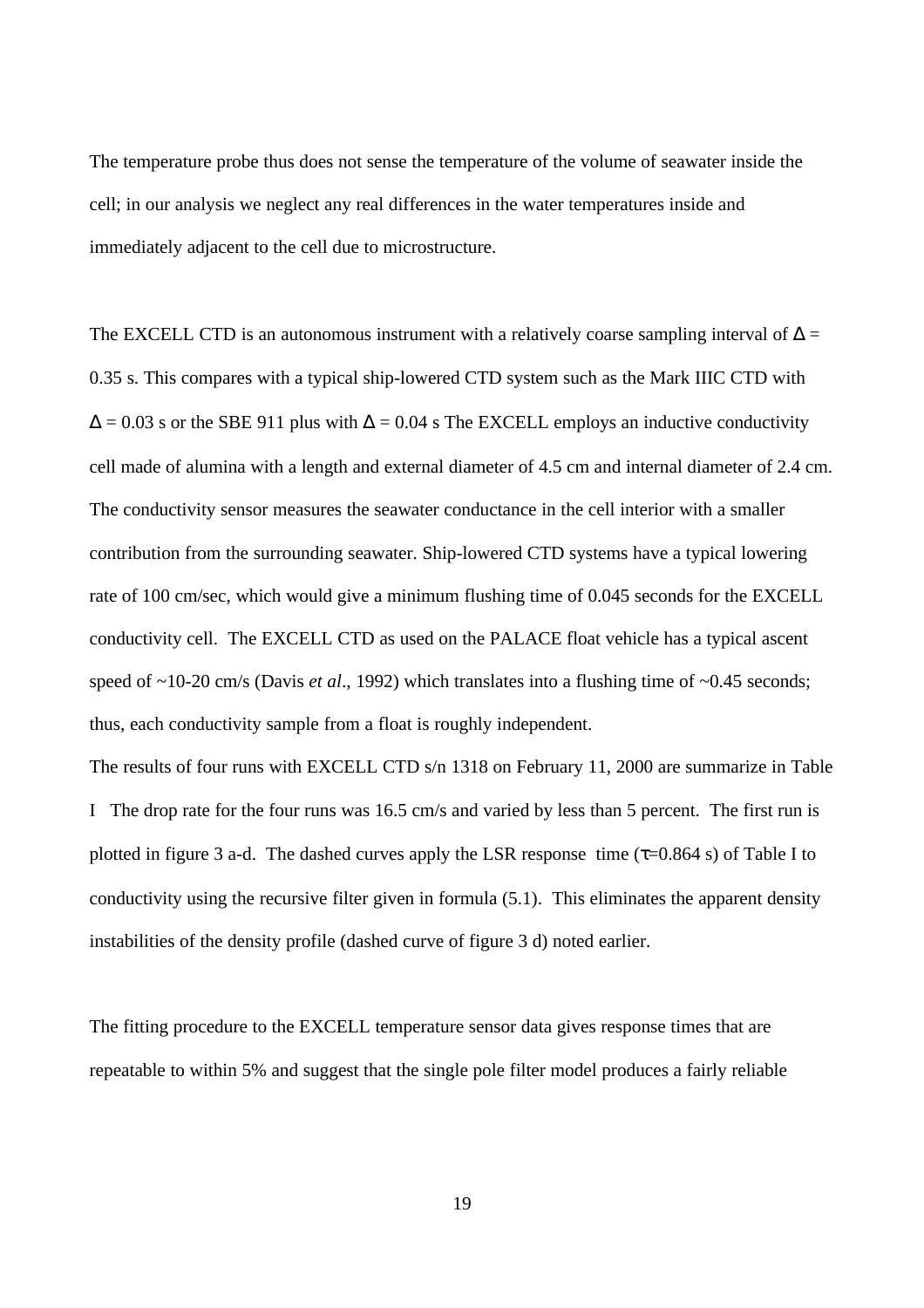The temperature probe thus does not sense the temperature of the volume of seawater inside the cell; in our analysis we neglect any real differences in the water temperatures inside and immediately adjacent to the cell due to microstructure.

The EXCELL CTD is an autonomous instrument with a relatively coarse sampling interval of $\Delta$ = 0.35 s. This compares with a typical ship-lowered CTD system such as the Mark IIIC CTD with $\Delta$ = 0.03 s or the SBE 911 plus with $\Delta$ = 0.04 s The EXCELL employs an inductive conductivity cell made of alumina with a length and external diameter of 4.5 cm and internal diameter of 2.4 cm. The conductivity sensor measures the seawater conductance in the cell interior with a smaller contribution from the surrounding seawater. Ship-lowered CTD systems have a typical lowering rate of 100 cm/sec, which would give a minimum flushing time of 0.045 seconds for the EXCELL conductivity cell. The EXCELL CTD as used on the PALACE float vehicle has a typical ascent speed of ~10-20 cm/s (Davis *et al*., 1992) which translates into a flushing time of ~0.45 seconds; thus, each conductivity sample from a float is roughly independent.

The results of four runs with EXCELL CTD s/n 1318 on February 11, 2000 are summarize in Table I The drop rate for the four runs was 16.5 cm/s and varied by less than 5 percent. The first run is plotted in figure 3 a-d. The dashed curves apply the LSR response time ($\tau$=0.864 s) of Table I to conductivity using the recursive filter given in formula (5.1). This eliminates the apparent density instabilities of the density profile (dashed curve of figure 3 d) noted earlier.

The fitting procedure to the EXCELL temperature sensor data gives response times that are repeatable to within 5% and suggest that the single pole filter model produces a fairly reliable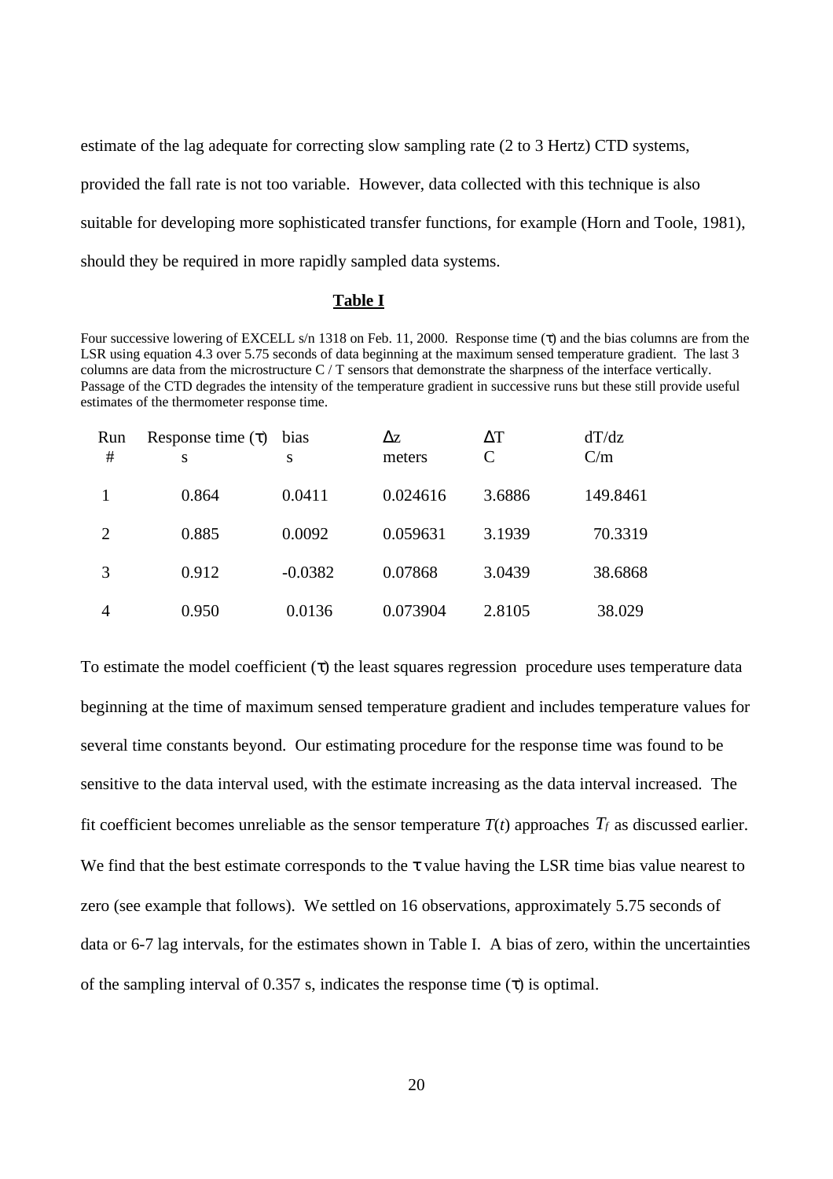estimate of the lag adequate for correcting slow sampling rate (2 to 3 Hertz) CTD systems, provided the fall rate is not too variable. However, data collected with this technique is also suitable for developing more sophisticated transfer functions, for example (Horn and Toole, 1981), should they be required in more rapidly sampled data systems.

**Table I**

Four successive lowering of EXCELL s/n 1318 on Feb. 11, 2000. Response time ($\tau$) and the bias columns are from the LSR using equation 4.3 over 5.75 seconds of data beginning at the maximum sensed temperature gradient. The last 3 columns are data from the microstructure C / T sensors that demonstrate the sharpness of the interface vertically. Passage of the CTD degrades the intensity of the temperature gradient in successive runs but these still provide useful estimates of the thermometer response time.

| Run # | Response time ($\tau$) s | bias s | $\Delta$z meters | $\Delta$T C | dT/dz C/m |
|---|---|---|---|---|---|
| 1 | 0.864 | 0.0411 | 0.024616 | 3.6886 | 149.8461 |
| 2 | 0.885 | 0.0092 | 0.059631 | 3.1939 | 70.3319 |
| 3 | 0.912 | -0.0382 | 0.07868 | 3.0439 | 38.6868 |
| 4 | 0.950 | 0.0136 | 0.073904 | 2.8105 | 38.029 |

To estimate the model coefficient ($\tau$) the least squares regression procedure uses temperature data beginning at the time of maximum sensed temperature gradient and includes temperature values for several time constants beyond. Our estimating procedure for the response time was found to be sensitive to the data interval used, with the estimate increasing as the data interval increased. The fit coefficient becomes unreliable as the sensor temperature $T(t)$ approaches $T_f$ as discussed earlier. We find that the best estimate corresponds to the $\tau$ value having the LSR time bias value nearest to zero (see example that follows). We settled on 16 observations, approximately 5.75 seconds of data or 6-7 lag intervals, for the estimates shown in Table I. A bias of zero, within the uncertainties of the sampling interval of 0.357 s, indicates the response time ($\tau$) is optimal.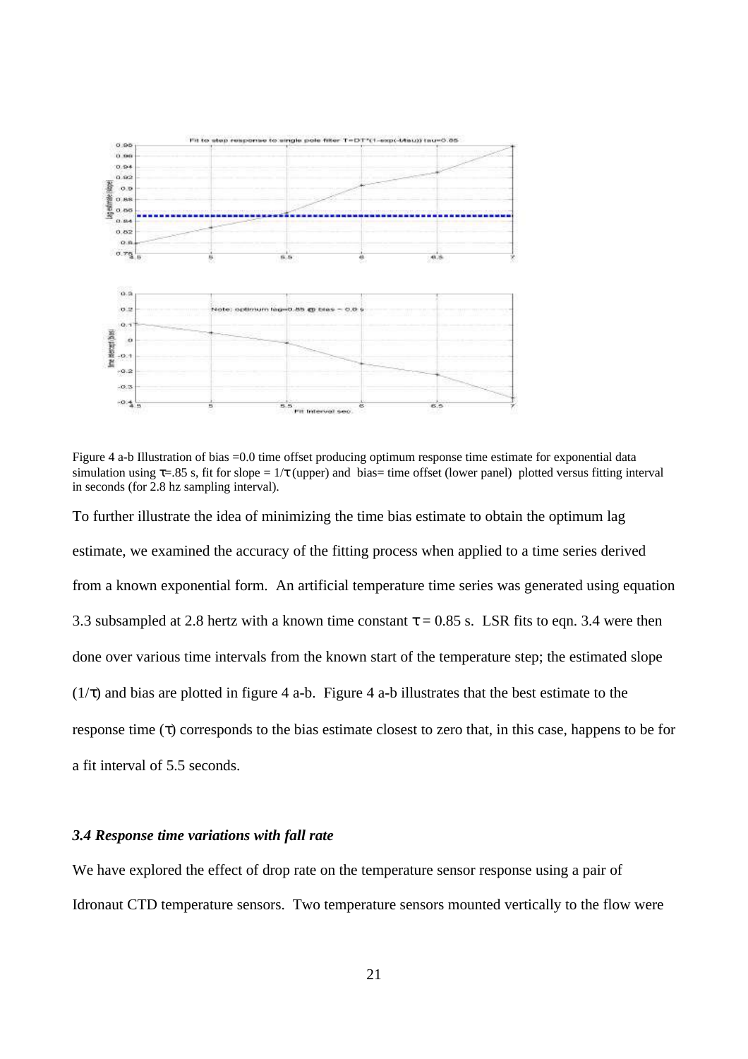Figure 4 a-b Illustration of bias =0.0 time offset producing optimum response time estimate for exponential data simulation using $\tau$=.85 s, fit for slope = $1/\tau$ (upper) and bias= time offset (lower panel) plotted versus fitting interval in seconds (for 2.8 hz sampling interval).

To further illustrate the idea of minimizing the time bias estimate to obtain the optimum lag estimate, we examined the accuracy of the fitting process when applied to a time series derived from a known exponential form. An artificial temperature time series was generated using equation 3.3 subsampled at 2.8 hertz with a known time constant $\tau = 0.85$ s. LSR fits to eqn. 3.4 were then done over various time intervals from the known start of the temperature step; the estimated slope ($1/\tau$) and bias are plotted in figure 4 a-b. Figure 4 a-b illustrates that the best estimate to the response time ($\tau$) corresponds to the bias estimate closest to zero that, in this case, happens to be for a fit interval of 5.5 seconds.

### *3.4 Response time variations with fall rate*

We have explored the effect of drop rate on the temperature sensor response using a pair of Idronaut CTD temperature sensors. Two temperature sensors mounted vertically to the flow were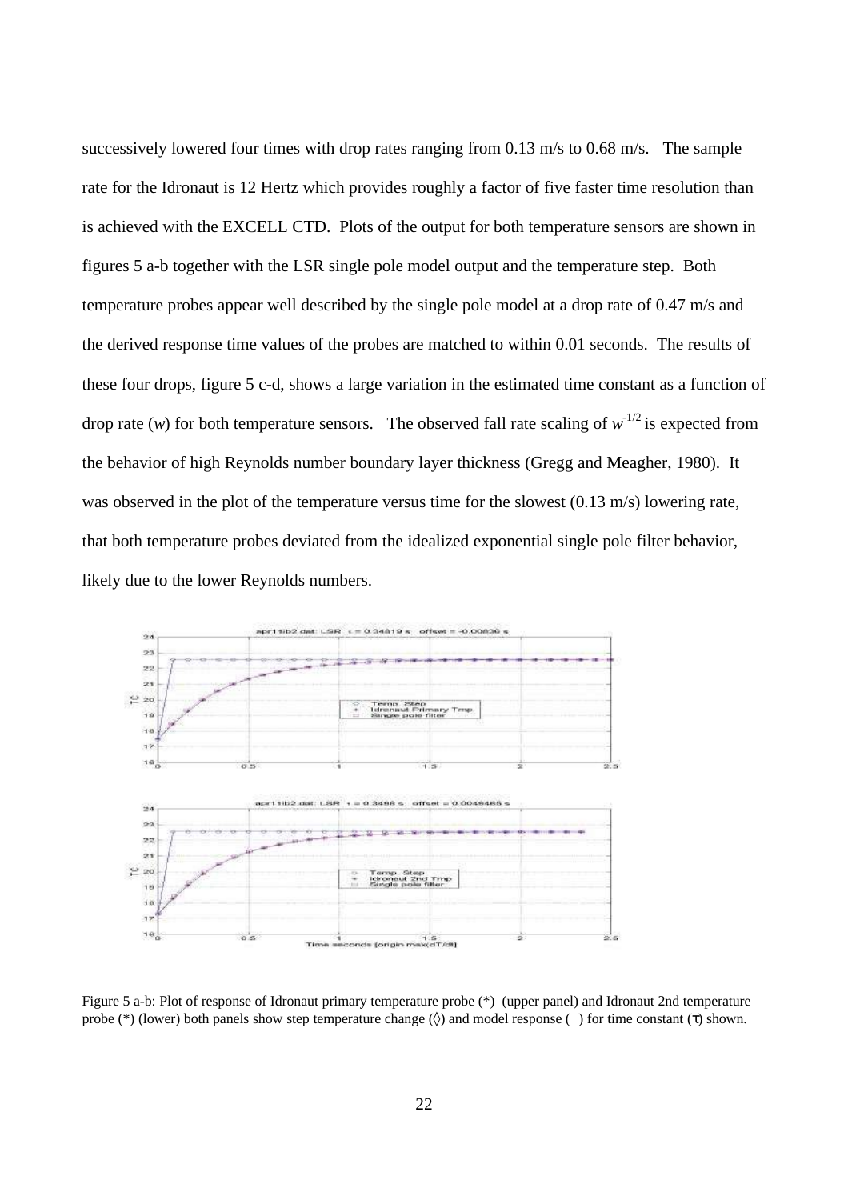successively lowered four times with drop rates ranging from 0.13 m/s to 0.68 m/s. The sample rate for the Idronaut is 12 Hertz which provides roughly a factor of five faster time resolution than is achieved with the EXCELL CTD. Plots of the output for both temperature sensors are shown in figures 5 a-b together with the LSR single pole model output and the temperature step. Both temperature probes appear well described by the single pole model at a drop rate of 0.47 m/s and the derived response time values of the probes are matched to within 0.01 seconds. The results of these four drops, figure 5 c-d, shows a large variation in the estimated time constant as a function of drop rate ($w$) for both temperature sensors. The observed fall rate scaling of $w^{-1/2}$ is expected from the behavior of high Reynolds number boundary layer thickness (Gregg and Meagher, 1980). It was observed in the plot of the temperature versus time for the slowest (0.13 m/s) lowering rate, that both temperature probes deviated from the idealized exponential single pole filter behavior, likely due to the lower Reynolds numbers.

Figure 5 a-b: Plot of response of Idronaut primary temperature probe (*) (upper panel) and Idronaut 2nd temperature probe (*) (lower) both panels show step temperature change (◊) and model response ( ) for time constant ($\tau$) shown.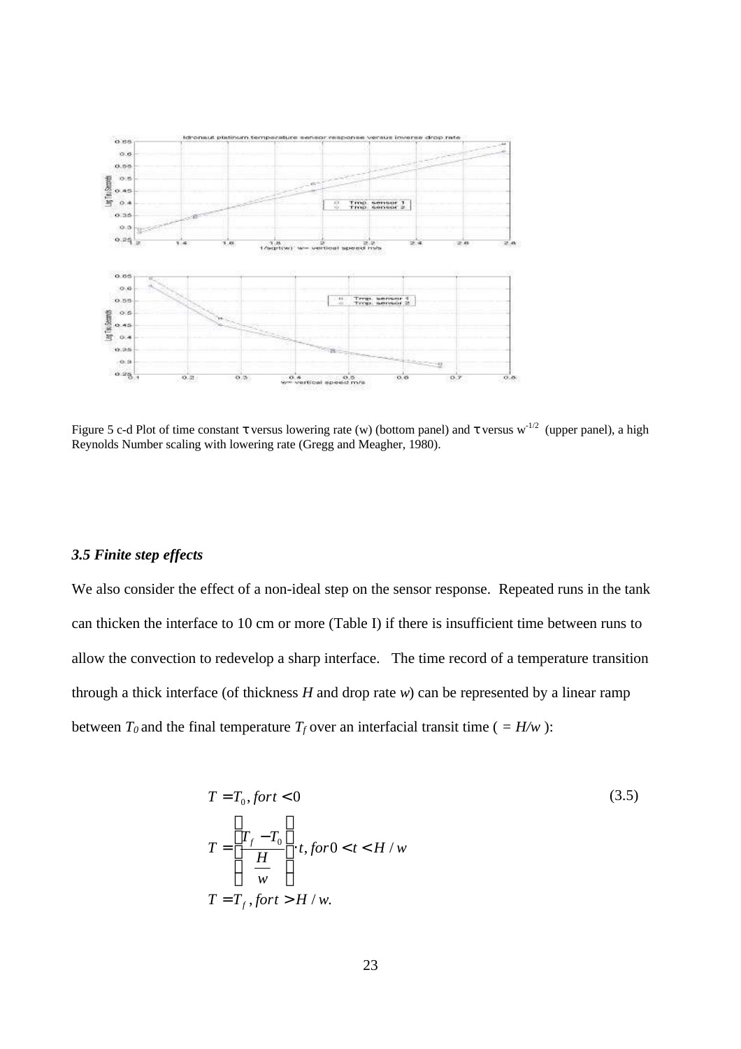Figure 5 c-d Plot of time constant τ versus lowering rate (w) (bottom panel) and τ versus $w^{-1/2}$ (upper panel), a high Reynolds Number scaling with lowering rate (Gregg and Meagher, 1980).

### *3.5 Finite step effects*

We also consider the effect of a non-ideal step on the sensor response. Repeated runs in the tank can thicken the interface to 10 cm or more (Table I) if there is insufficient time between runs to allow the convection to redevelop a sharp interface. The time record of a temperature transition through a thick interface (of thickness *H* and drop rate *w*) can be represented by a linear ramp between $T_0$ and the final temperature $T_f$ over an interfacial transit time ( $= H/w$ ):

$$
\begin{aligned}
T &= T_0, \text{ for } t < 0 \\
T &= \left( \frac{T_f - T_0}{\frac{H}{w}} \right) \cdot t, \text{ for } 0 < t < H/w \\
T &= T_f, \text{ for } t > H/w.
\end{aligned}
\tag{3.5}
$$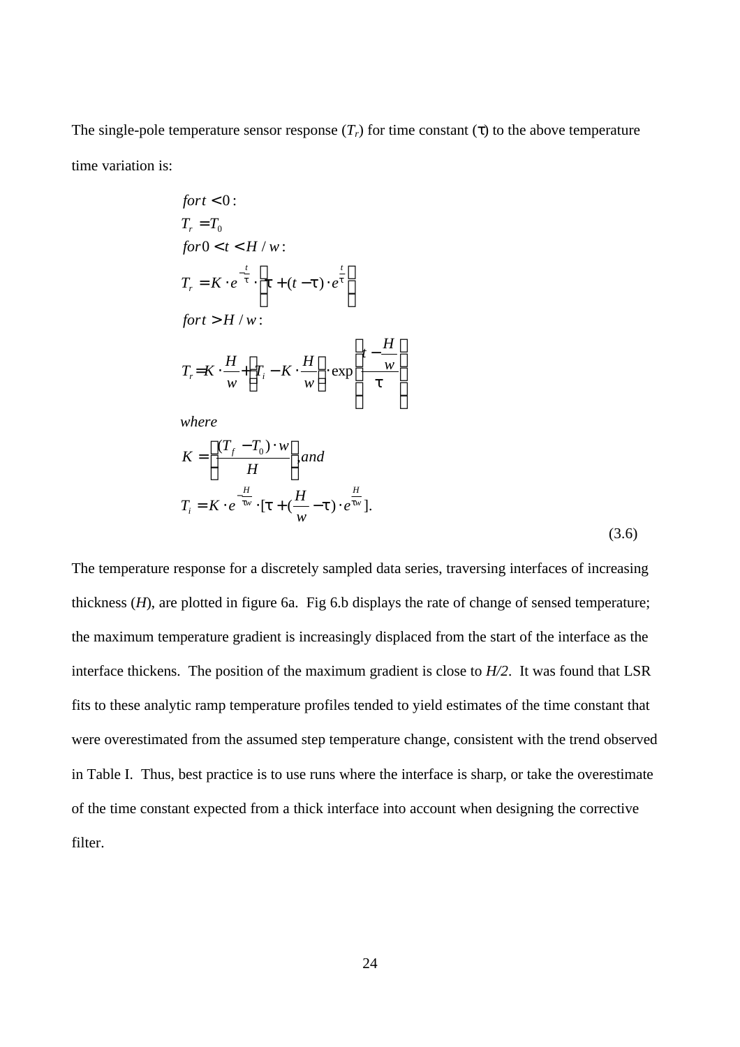The single-pole temperature sensor response ($T_r$) for time constant ($\tau$) to the above temperature time variation is:

$$
\begin{aligned}
&for\, t < 0: \\
&T_r = T_0 \\
&for\, 0 < t < H/w: \\
&T_r = K \cdot e^{-\frac{t}{\tau}} \cdot \left[ \tau + (t - \tau) \cdot e^{\frac{t}{\tau}} \right] \\
&for\, t > H/w: \\
&T_r = K \cdot \frac{H}{w} + \left( T_i - K \cdot \frac{H}{w} \right) \cdot \exp\left( -\frac{t - \frac{H}{w}}{\tau} \right) \\
&where \\
&K = \left( \frac{(T_f - T_0) \cdot w}{H} \right), and \\
&T_i = K \cdot e^{-\frac{H}{\tau w}} \cdot [\tau + (\frac{H}{w} - \tau) \cdot e^{\frac{H}{\tau w}}].
\end{aligned}
\tag{3.6}
$$

The temperature response for a discretely sampled data series, traversing interfaces of increasing thickness ($H$), are plotted in figure 6a. Fig 6.b displays the rate of change of sensed temperature; the maximum temperature gradient is increasingly displaced from the start of the interface as the interface thickens. The position of the maximum gradient is close to $H/2$. It was found that LSR fits to these analytic ramp temperature profiles tended to yield estimates of the time constant that were overestimated from the assumed step temperature change, consistent with the trend observed in Table I. Thus, best practice is to use runs where the interface is sharp, or take the overestimate of the time constant expected from a thick interface into account when designing the corrective filter.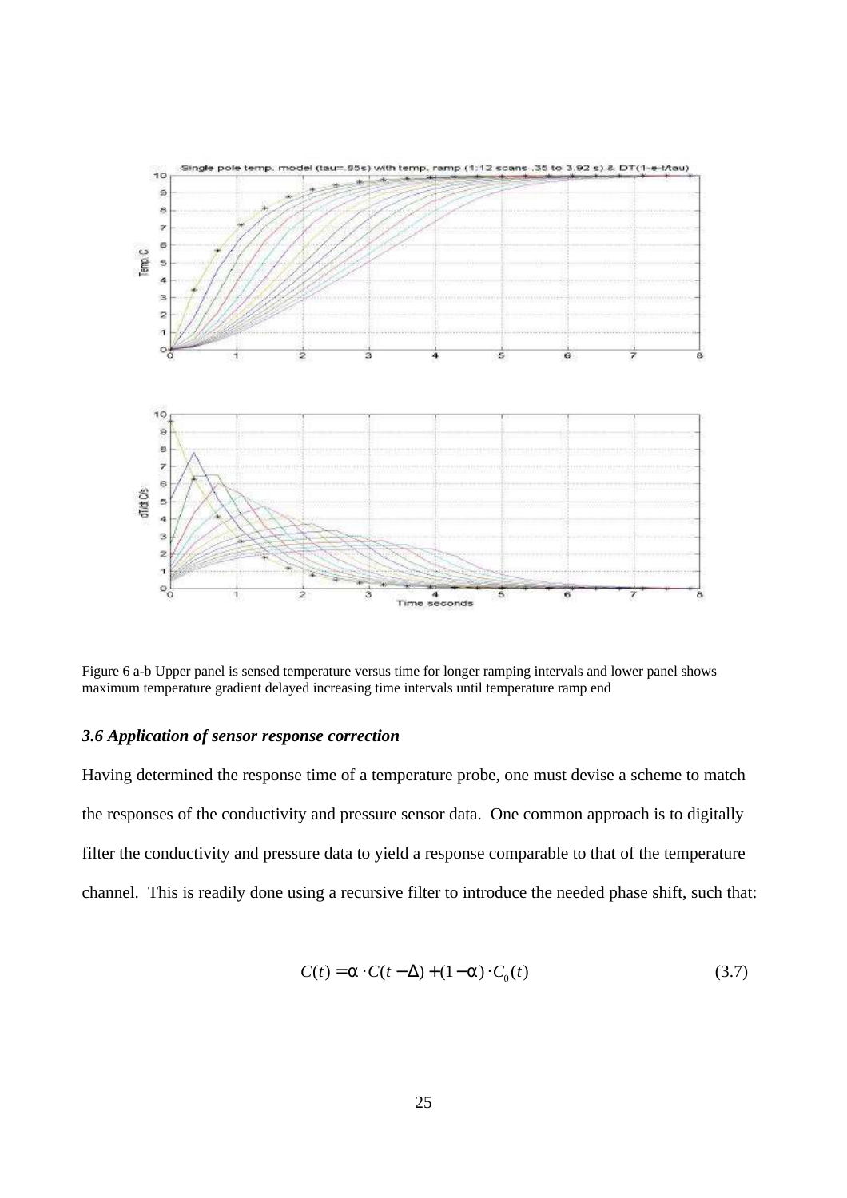Figure 6 a-b Upper panel is sensed temperature versus time for longer ramping intervals and lower panel shows maximum temperature gradient delayed increasing time intervals until temperature ramp end

### *3.6 Application of sensor response correction*

Having determined the response time of a temperature probe, one must devise a scheme to match the responses of the conductivity and pressure sensor data. One common approach is to digitally filter the conductivity and pressure data to yield a response comparable to that of the temperature channel. This is readily done using a recursive filter to introduce the needed phase shift, such that:

$$C(t) = \alpha \cdot C(t - \Delta) + (1 - \alpha) \cdot C_0(t) \tag{3.7}$$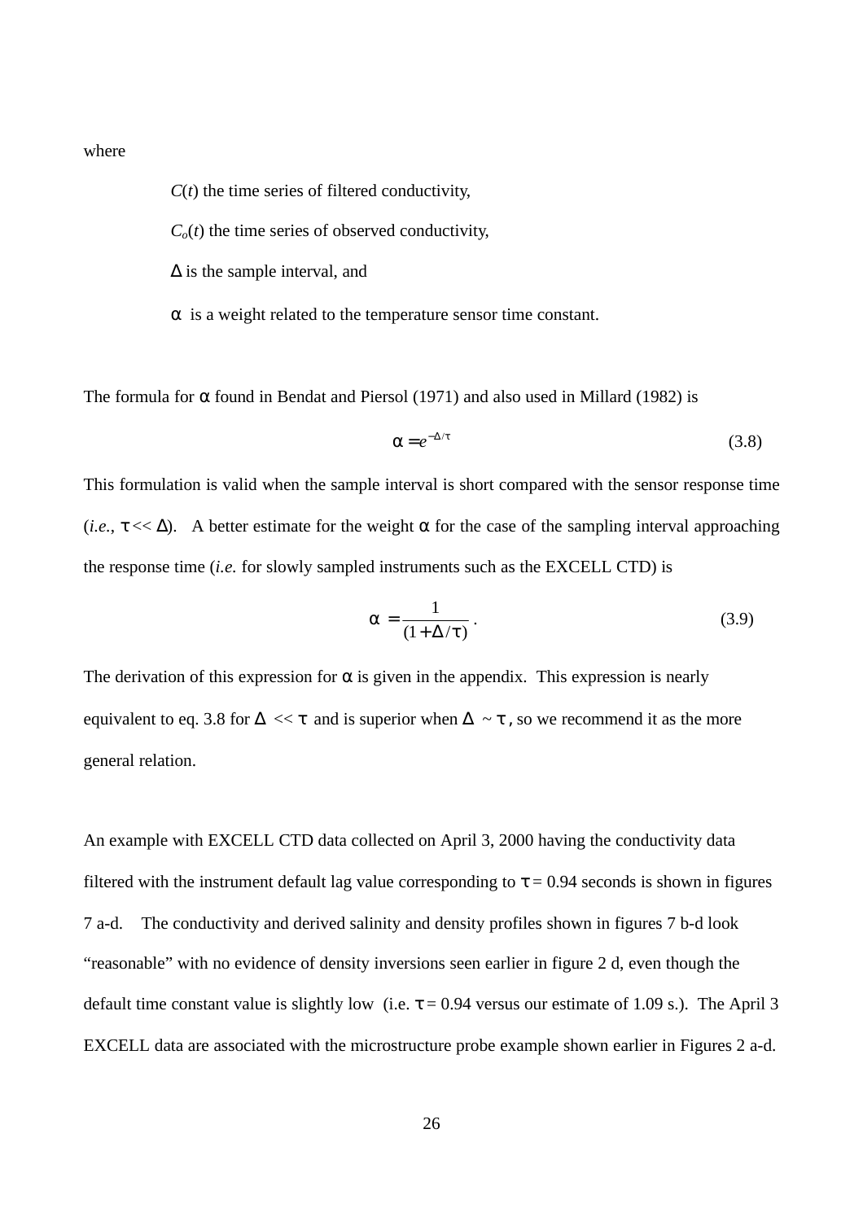where

$C(t)$ the time series of filtered conductivity,

$C_o(t)$ the time series of observed conductivity,

$\Delta$ is the sample interval, and

$\alpha$ is a weight related to the temperature sensor time constant.

The formula for $\alpha$ found in Bendat and Piersol (1971) and also used in Millard (1982) is

$$\alpha = e^{-\Delta/\tau} \tag{3.8}$$

This formulation is valid when the sample interval is short compared with the sensor response time (*i.e.*, $\tau << \Delta$). A better estimate for the weight $\alpha$ for the case of the sampling interval approaching the response time (*i.e.* for slowly sampled instruments such as the EXCELL CTD) is

$$\alpha = \frac{1}{(1 + \Delta/\tau)} \,. \tag{3.9}$$

The derivation of this expression for $\alpha$ is given in the appendix. This expression is nearly equivalent to eq. 3.8 for $\Delta << \tau$ and is superior when $\Delta \sim \tau$, so we recommend it as the more general relation.

An example with EXCELL CTD data collected on April 3, 2000 having the conductivity data filtered with the instrument default lag value corresponding to $\tau = 0.94$ seconds is shown in figures 7 a-d. The conductivity and derived salinity and density profiles shown in figures 7 b-d look "reasonable" with no evidence of density inversions seen earlier in figure 2 d, even though the default time constant value is slightly low (i.e. $\tau = 0.94$ versus our estimate of 1.09 s.). The April 3 EXCELL data are associated with the microstructure probe example shown earlier in Figures 2 a-d.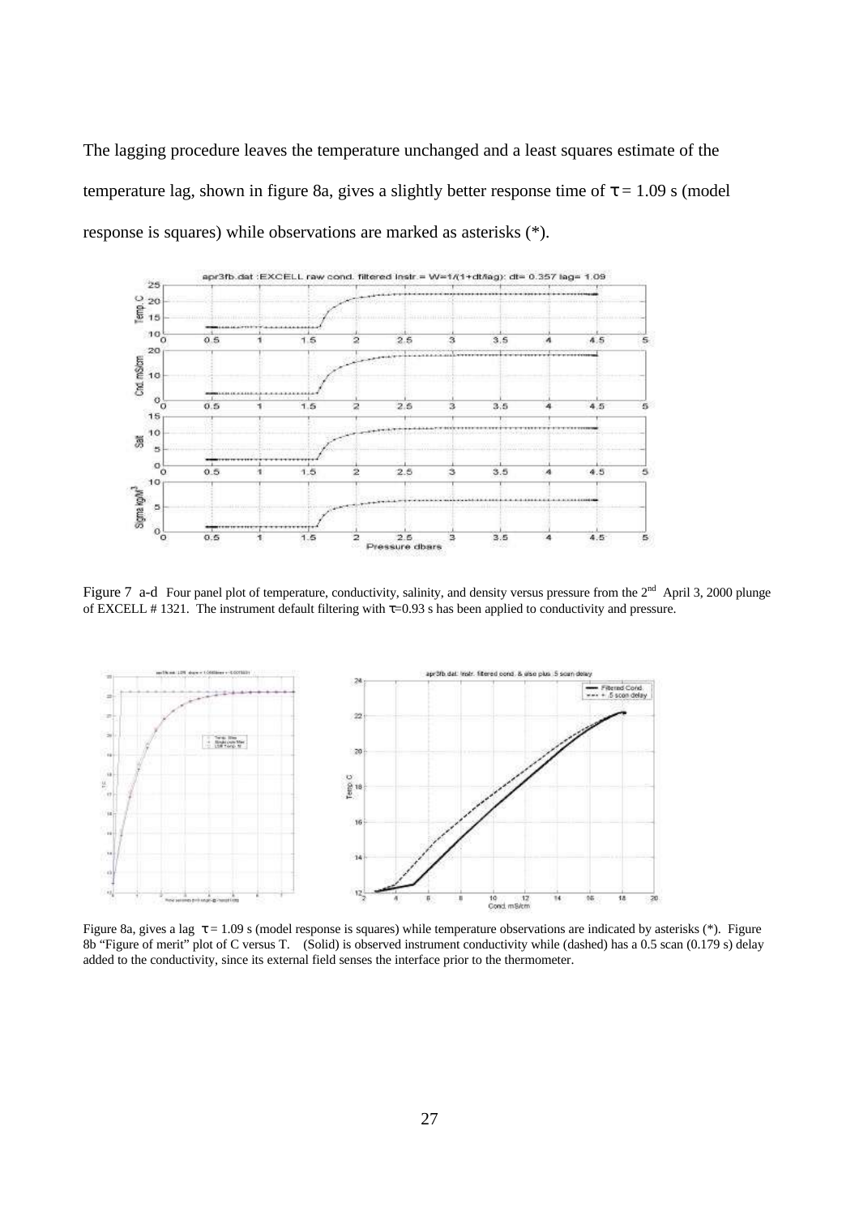The lagging procedure leaves the temperature unchanged and a least squares estimate of the temperature lag, shown in figure 8a, gives a slightly better response time of $\tau = 1.09$ s (model response is squares) while observations are marked as asterisks (*).

Figure 7 a-d Four panel plot of temperature, conductivity, salinity, and density versus pressure from the 2nd April 3, 2000 plunge of EXCELL # 1321. The instrument default filtering with $\tau$=0.93 s has been applied to conductivity and pressure.

Figure 8a, gives a lag $\tau = 1.09$ s (model response is squares) while temperature observations are indicated by asterisks (*). Figure 8b "Figure of merit" plot of C versus T. (Solid) is observed instrument conductivity while (dashed) has a 0.5 scan (0.179 s) delay added to the conductivity, since its external field senses the interface prior to the thermometer.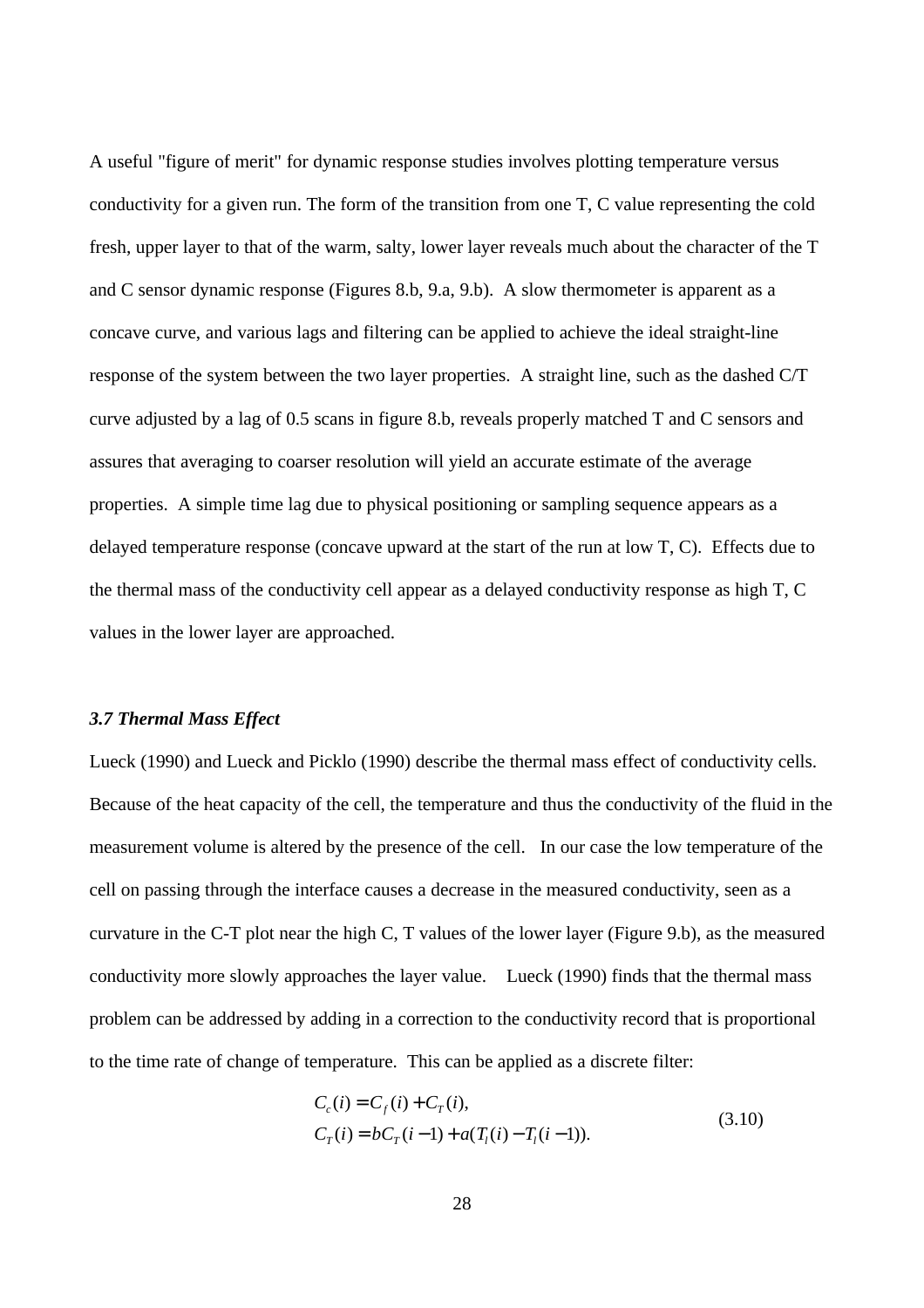A useful "figure of merit" for dynamic response studies involves plotting temperature versus conductivity for a given run. The form of the transition from one T, C value representing the cold fresh, upper layer to that of the warm, salty, lower layer reveals much about the character of the T and C sensor dynamic response (Figures 8.b, 9.a, 9.b). A slow thermometer is apparent as a concave curve, and various lags and filtering can be applied to achieve the ideal straight-line response of the system between the two layer properties. A straight line, such as the dashed C/T curve adjusted by a lag of 0.5 scans in figure 8.b, reveals properly matched T and C sensors and assures that averaging to coarser resolution will yield an accurate estimate of the average properties. A simple time lag due to physical positioning or sampling sequence appears as a delayed temperature response (concave upward at the start of the run at low T, C). Effects due to the thermal mass of the conductivity cell appear as a delayed conductivity response as high T, C values in the lower layer are approached.

### *3.7 Thermal Mass Effect*

Lueck (1990) and Lueck and Picklo (1990) describe the thermal mass effect of conductivity cells. Because of the heat capacity of the cell, the temperature and thus the conductivity of the fluid in the measurement volume is altered by the presence of the cell. In our case the low temperature of the cell on passing through the interface causes a decrease in the measured conductivity, seen as a curvature in the C-T plot near the high C, T values of the lower layer (Figure 9.b), as the measured conductivity more slowly approaches the layer value. Lueck (1990) finds that the thermal mass problem can be addressed by adding in a correction to the conductivity record that is proportional to the time rate of change of temperature. This can be applied as a discrete filter:

$$
\begin{aligned}
C_c(i) &= C_f(i) + C_T(i), \\
C_T(i) &= bC_T(i-1) + a(T_l(i) - T_l(i-1)).
\end{aligned}
\tag{3.10}
$$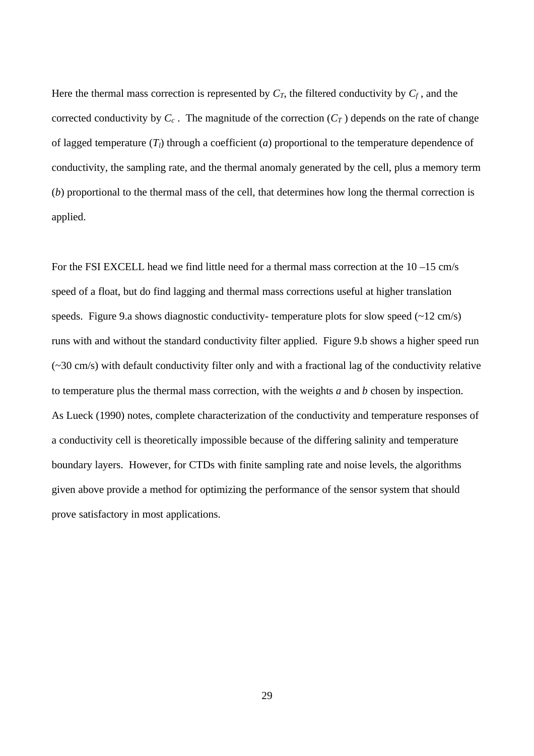Here the thermal mass correction is represented by $C_T$, the filtered conductivity by $C_f$ , and the corrected conductivity by $C_c$ . The magnitude of the correction ($C_T$ ) depends on the rate of change of lagged temperature ($T_l$) through a coefficient ($a$) proportional to the temperature dependence of conductivity, the sampling rate, and the thermal anomaly generated by the cell, plus a memory term ($b$) proportional to the thermal mass of the cell, that determines how long the thermal correction is applied.

For the FSI EXCELL head we find little need for a thermal mass correction at the 10 –15 cm/s speed of a float, but do find lagging and thermal mass corrections useful at higher translation speeds. Figure 9.a shows diagnostic conductivity- temperature plots for slow speed (~12 cm/s) runs with and without the standard conductivity filter applied. Figure 9.b shows a higher speed run (~30 cm/s) with default conductivity filter only and with a fractional lag of the conductivity relative to temperature plus the thermal mass correction, with the weights $a$ and $b$ chosen by inspection. As Lueck (1990) notes, complete characterization of the conductivity and temperature responses of a conductivity cell is theoretically impossible because of the differing salinity and temperature boundary layers. However, for CTDs with finite sampling rate and noise levels, the algorithms given above provide a method for optimizing the performance of the sensor system that should prove satisfactory in most applications.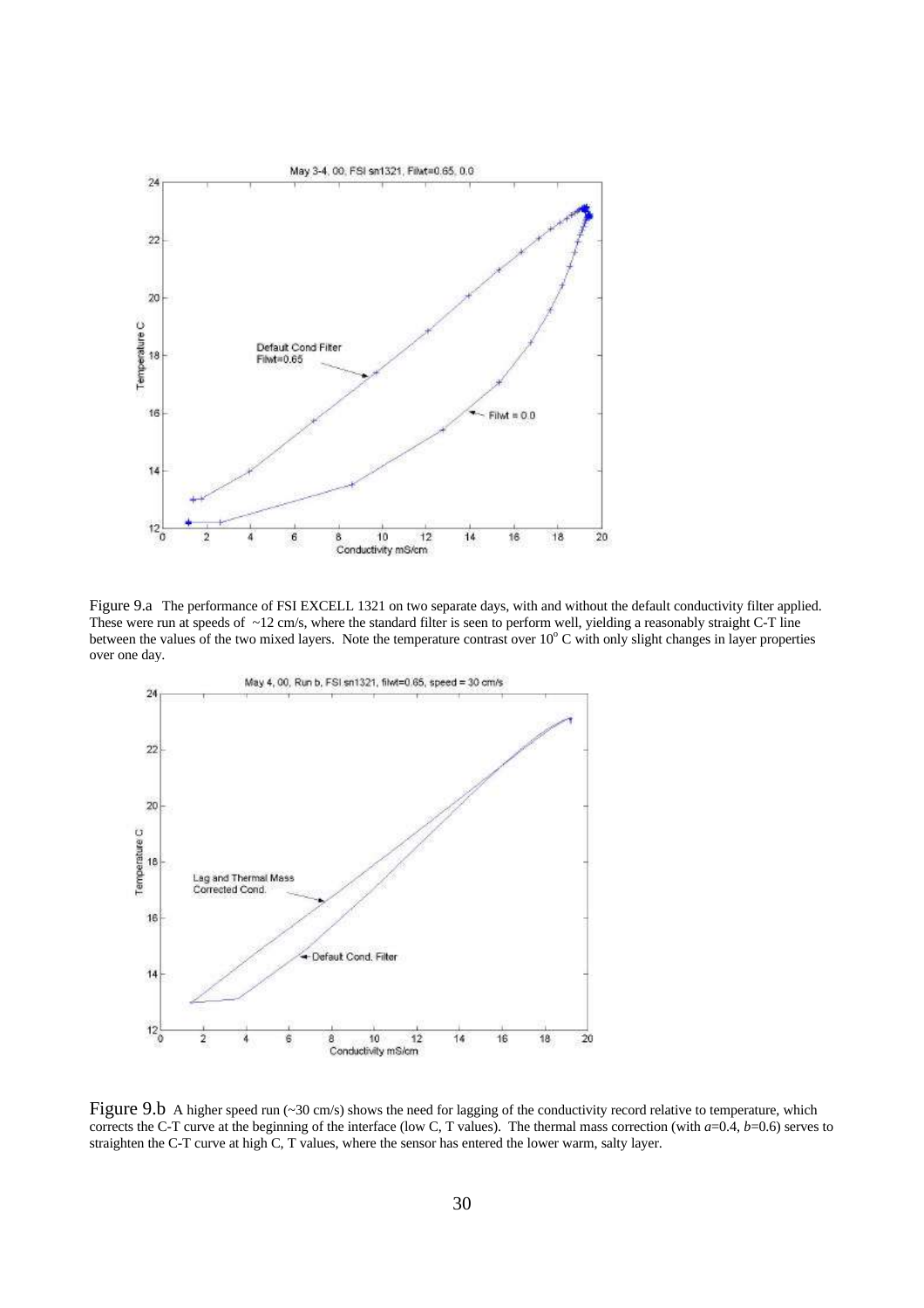Figure 9.a The performance of FSI EXCELL 1321 on two separate days, with and without the default conductivity filter applied. These were run at speeds of ~12 cm/s, where the standard filter is seen to perform well, yielding a reasonably straight C-T line between the values of the two mixed layers. Note the temperature contrast over $10^{o}$ C with only slight changes in layer properties over one day.

Figure 9.b A higher speed run (~30 cm/s) shows the need for lagging of the conductivity record relative to temperature, which corrects the C-T curve at the beginning of the interface (low C, T values). The thermal mass correction (with $a$=0.4, $b$=0.6) serves to straighten the C-T curve at high C, T values, where the sensor has entered the lower warm, salty layer.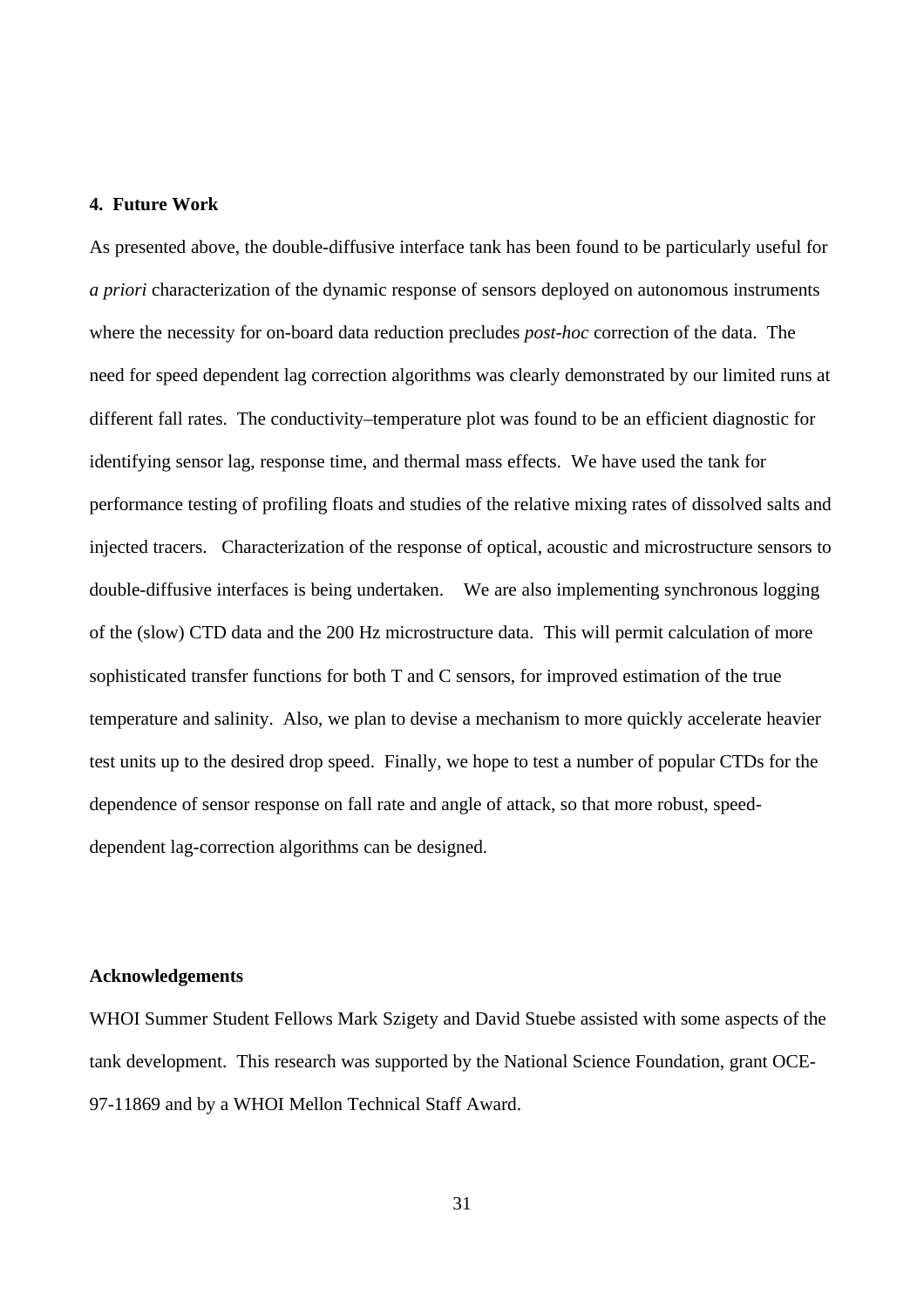## 4. Future Work

As presented above, the double-diffusive interface tank has been found to be particularly useful for *a priori* characterization of the dynamic response of sensors deployed on autonomous instruments where the necessity for on-board data reduction precludes *post-hoc* correction of the data. The need for speed dependent lag correction algorithms was clearly demonstrated by our limited runs at different fall rates. The conductivity–temperature plot was found to be an efficient diagnostic for identifying sensor lag, response time, and thermal mass effects. We have used the tank for performance testing of profiling floats and studies of the relative mixing rates of dissolved salts and injected tracers. Characterization of the response of optical, acoustic and microstructure sensors to double-diffusive interfaces is being undertaken. We are also implementing synchronous logging of the (slow) CTD data and the 200 Hz microstructure data. This will permit calculation of more sophisticated transfer functions for both T and C sensors, for improved estimation of the true temperature and salinity. Also, we plan to devise a mechanism to more quickly accelerate heavier test units up to the desired drop speed. Finally, we hope to test a number of popular CTDs for the dependence of sensor response on fall rate and angle of attack, so that more robust, speed-dependent lag-correction algorithms can be designed.

## Acknowledgements

WHOI Summer Student Fellows Mark Szigety and David Stuebe assisted with some aspects of the tank development. This research was supported by the National Science Foundation, grant OCE-97-11869 and by a WHOI Mellon Technical Staff Award.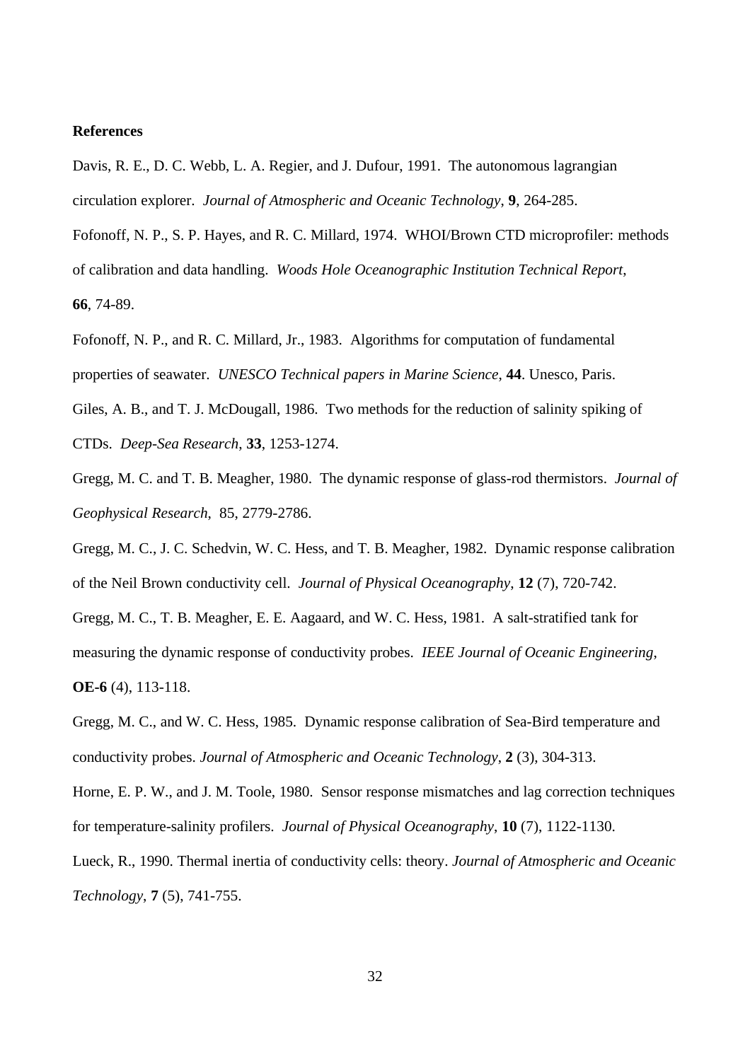**References**

Davis, R. E., D. C. Webb, L. A. Regier, and J. Dufour, 1991. The autonomous lagrangian circulation explorer. *Journal of Atmospheric and Oceanic Technology*, **9**, 264-285.

Fofonoff, N. P., S. P. Hayes, and R. C. Millard, 1974. WHOI/Brown CTD microprofiler: methods of calibration and data handling. *Woods Hole Oceanographic Institution Technical Report*, **66**, 74-89.

Fofonoff, N. P., and R. C. Millard, Jr., 1983. Algorithms for computation of fundamental properties of seawater. *UNESCO Technical papers in Marine Science*, **44**. Unesco, Paris.

Giles, A. B., and T. J. McDougall, 1986. Two methods for the reduction of salinity spiking of CTDs. *Deep-Sea Research*, **33**, 1253-1274.

Gregg, M. C. and T. B. Meagher, 1980. The dynamic response of glass-rod thermistors. *Journal of Geophysical Research*, 85, 2779-2786.

Gregg, M. C., J. C. Schedvin, W. C. Hess, and T. B. Meagher, 1982. Dynamic response calibration of the Neil Brown conductivity cell. *Journal of Physical Oceanography*, **12** (7), 720-742.

Gregg, M. C., T. B. Meagher, E. E. Aagaard, and W. C. Hess, 1981. A salt-stratified tank for measuring the dynamic response of conductivity probes. *IEEE Journal of Oceanic Engineering*, **OE-6** (4), 113-118.

Gregg, M. C., and W. C. Hess, 1985. Dynamic response calibration of Sea-Bird temperature and conductivity probes. *Journal of Atmospheric and Oceanic Technology*, **2** (3), 304-313.

Horne, E. P. W., and J. M. Toole, 1980. Sensor response mismatches and lag correction techniques for temperature-salinity profilers. *Journal of Physical Oceanography*, **10** (7), 1122-1130.

Lueck, R., 1990. Thermal inertia of conductivity cells: theory. *Journal of Atmospheric and Oceanic Technology*, **7** (5), 741-755.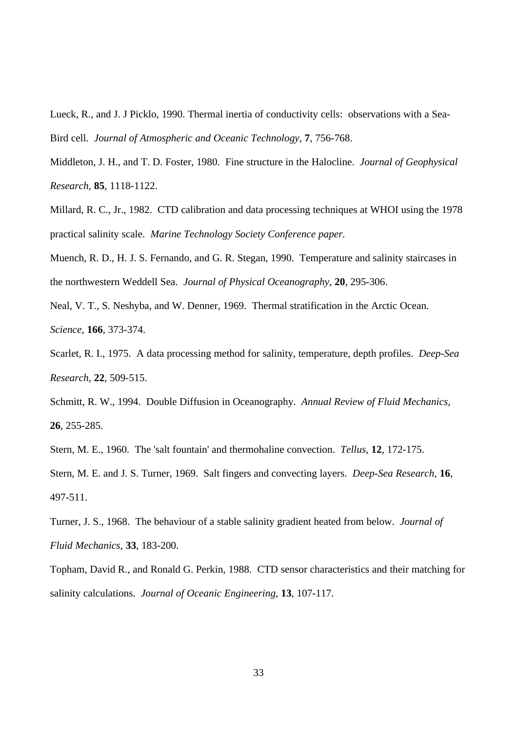Lueck, R., and J. J Picklo, 1990. Thermal inertia of conductivity cells: observations with a Sea-Bird cell. *Journal of Atmospheric and Oceanic Technology*, **7**, 756-768.

Middleton, J. H., and T. D. Foster, 1980. Fine structure in the Halocline. *Journal of Geophysical Research*, **85**, 1118-1122.

Millard, R. C., Jr., 1982. CTD calibration and data processing techniques at WHOI using the 1978 practical salinity scale. *Marine Technology Society Conference paper.*

Muench, R. D., H. J. S. Fernando, and G. R. Stegan, 1990. Temperature and salinity staircases in the northwestern Weddell Sea. *Journal of Physical Oceanography*, **20**, 295-306.

Neal, V. T., S. Neshyba, and W. Denner, 1969. Thermal stratification in the Arctic Ocean. *Science*, **166**, 373-374.

Scarlet, R. I., 1975. A data processing method for salinity, temperature, depth profiles. *Deep-Sea Research*, **22**, 509-515.

Schmitt, R. W., 1994. Double Diffusion in Oceanography. *Annual Review of Fluid Mechanics*, **26**, 255-285.

Stern, M. E., 1960. The 'salt fountain' and thermohaline convection. *Tellus*, **12**, 172-175.

Stern, M. E. and J. S. Turner, 1969. Salt fingers and convecting layers. *Deep-Sea Research*, **16**, 497-511.

Turner, J. S., 1968. The behaviour of a stable salinity gradient heated from below. *Journal of Fluid Mechanics*, **33**, 183-200.

Topham, David R., and Ronald G. Perkin, 1988. CTD sensor characteristics and their matching for salinity calculations. *Journal of Oceanic Engineering*, **13**, 107-117.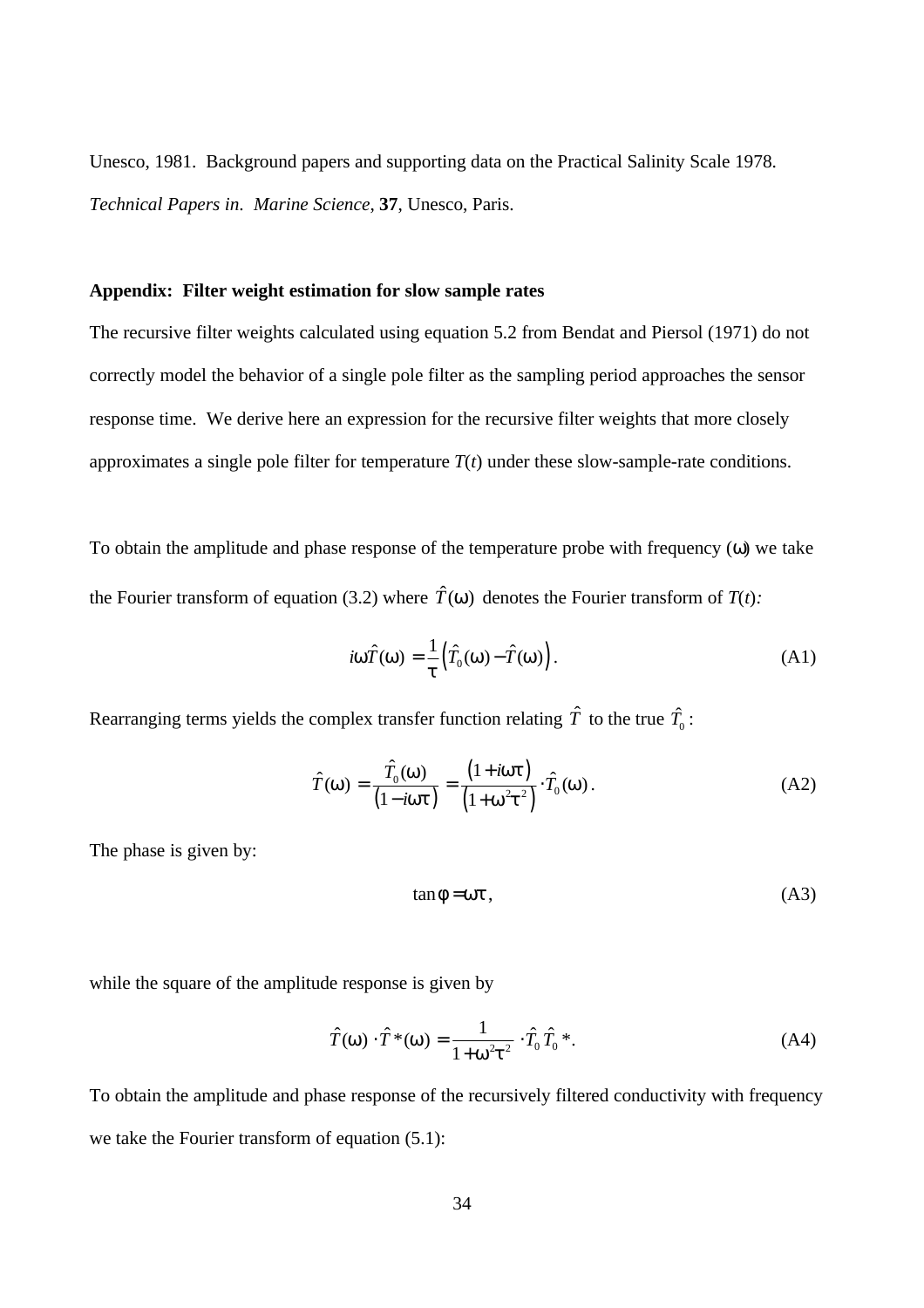Unesco, 1981. Background papers and supporting data on the Practical Salinity Scale 1978. *Technical Papers in. Marine Science*, **37**, Unesco, Paris.

**Appendix: Filter weight estimation for slow sample rates**

The recursive filter weights calculated using equation 5.2 from Bendat and Piersol (1971) do not correctly model the behavior of a single pole filter as the sampling period approaches the sensor response time. We derive here an expression for the recursive filter weights that more closely approximates a single pole filter for temperature $T(t)$ under these slow-sample-rate conditions.

To obtain the amplitude and phase response of the temperature probe with frequency ($\omega$) we take the Fourier transform of equation (3.2) where $\hat{T}(\omega)$ denotes the Fourier transform of $T(t)$:

$$i\omega\hat{T}(\omega) = \frac{1}{\tau}\left(\hat{T}_0(\omega) - \hat{T}(\omega)\right). \tag{A1}$$

Rearranging terms yields the complex transfer function relating $\hat{T}$ to the true $\hat{T}_0$:

$$\hat{T}(\omega) = \frac{\hat{T}_0(\omega)}{\left(1 - i\omega\tau\right)} = \frac{\left(1 + i\omega\tau\right)}{\left(1 + \omega^2\tau^2\right)} \cdot \hat{T}_0(\omega). \tag{A2}$$

The phase is given by:

$$\tan\phi = \omega\tau, \tag{A3}$$

while the square of the amplitude response is given by

$$\hat{T}(\omega) \cdot \hat{T}^*(\omega) = \frac{1}{1 + \omega^2\tau^2} \cdot \hat{T}_0 \hat{T}_0^*. \tag{A4}$$

To obtain the amplitude and phase response of the recursively filtered conductivity with frequency we take the Fourier transform of equation (5.1):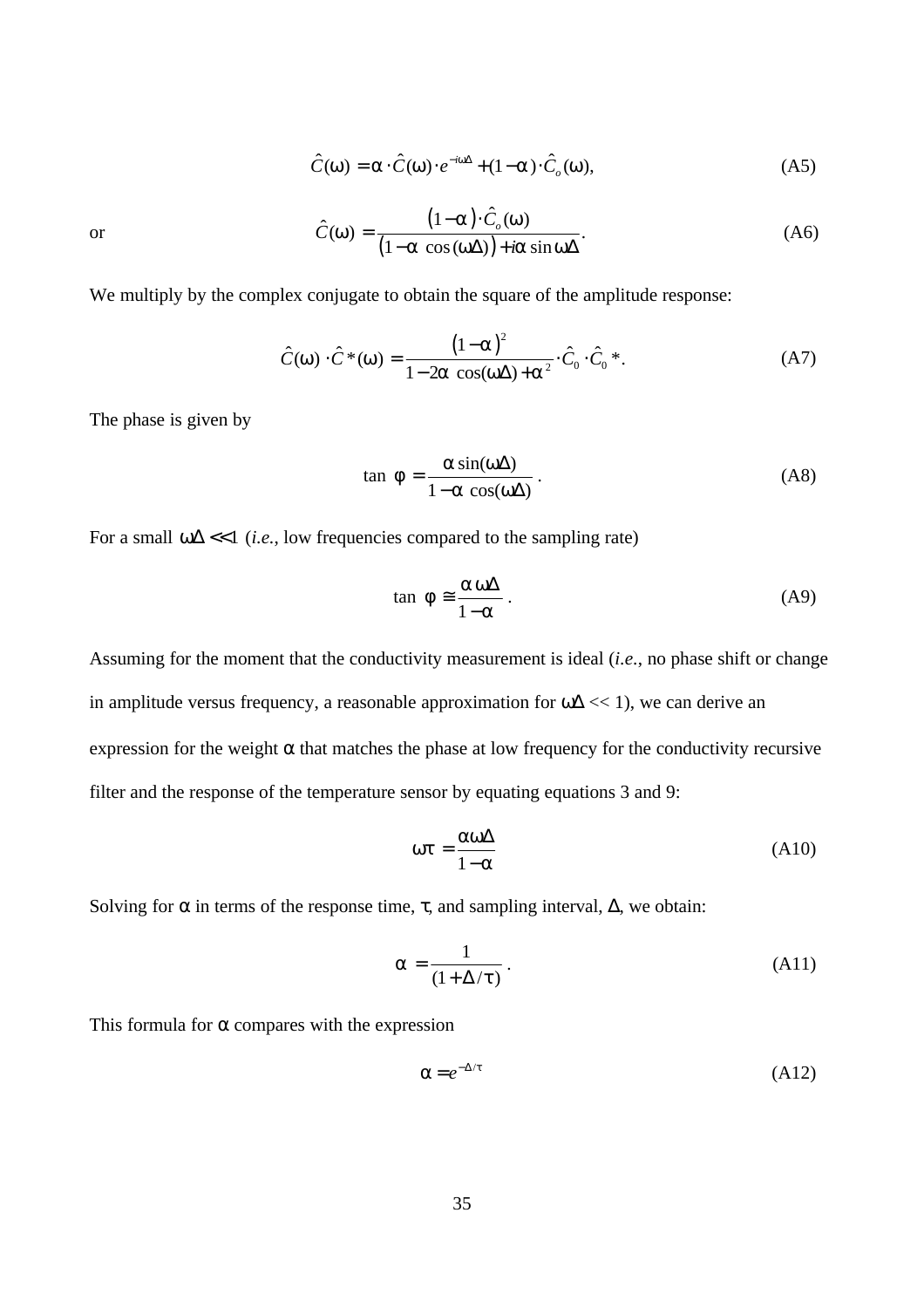$$\hat{C}(\omega) = \alpha \cdot \hat{C}(\omega) \cdot e^{-i\omega\Delta} + (1-\alpha) \cdot \hat{C}_o(\omega), \tag{A5}$$

or

$$\hat{C}(\omega) = \frac{(1-\alpha) \cdot \hat{C}_o(\omega)}{(1-\alpha \cos(\omega\Delta)) + i\alpha \sin \omega\Delta}. \tag{A6}$$

We multiply by the complex conjugate to obtain the square of the amplitude response:

$$\hat{C}(\omega) \cdot \hat{C}^*(\omega) = \frac{(1-\alpha)^2}{1-2\alpha \cos(\omega\Delta) + \alpha^2} \cdot \hat{C}_0 \cdot \hat{C}_0^*. \tag{A7}$$

The phase is given by

$$\tan \phi = \frac{\alpha \sin(\omega\Delta)}{1-\alpha \cos(\omega\Delta)}. \tag{A8}$$

For a small $\omega\Delta << 1$ (*i.e.*, low frequencies compared to the sampling rate)

$$\tan \phi \cong \frac{\alpha\, \omega\Delta}{1-\alpha}. \tag{A9}$$

Assuming for the moment that the conductivity measurement is ideal (*i.e.*, no phase shift or change in amplitude versus frequency, a reasonable approximation for $\omega\Delta << 1$), we can derive an expression for the weight $\alpha$ that matches the phase at low frequency for the conductivity recursive filter and the response of the temperature sensor by equating equations 3 and 9:

$$\omega\tau = \frac{\alpha\omega\Delta}{1-\alpha} \tag{A10}$$

Solving for $\alpha$ in terms of the response time, $\tau$, and sampling interval, $\Delta$, we obtain:

$$\alpha = \frac{1}{(1+\Delta/\tau)}. \tag{A11}$$

This formula for $\alpha$ compares with the expression

$$\alpha = e^{-\Delta/\tau} \tag{A12}$$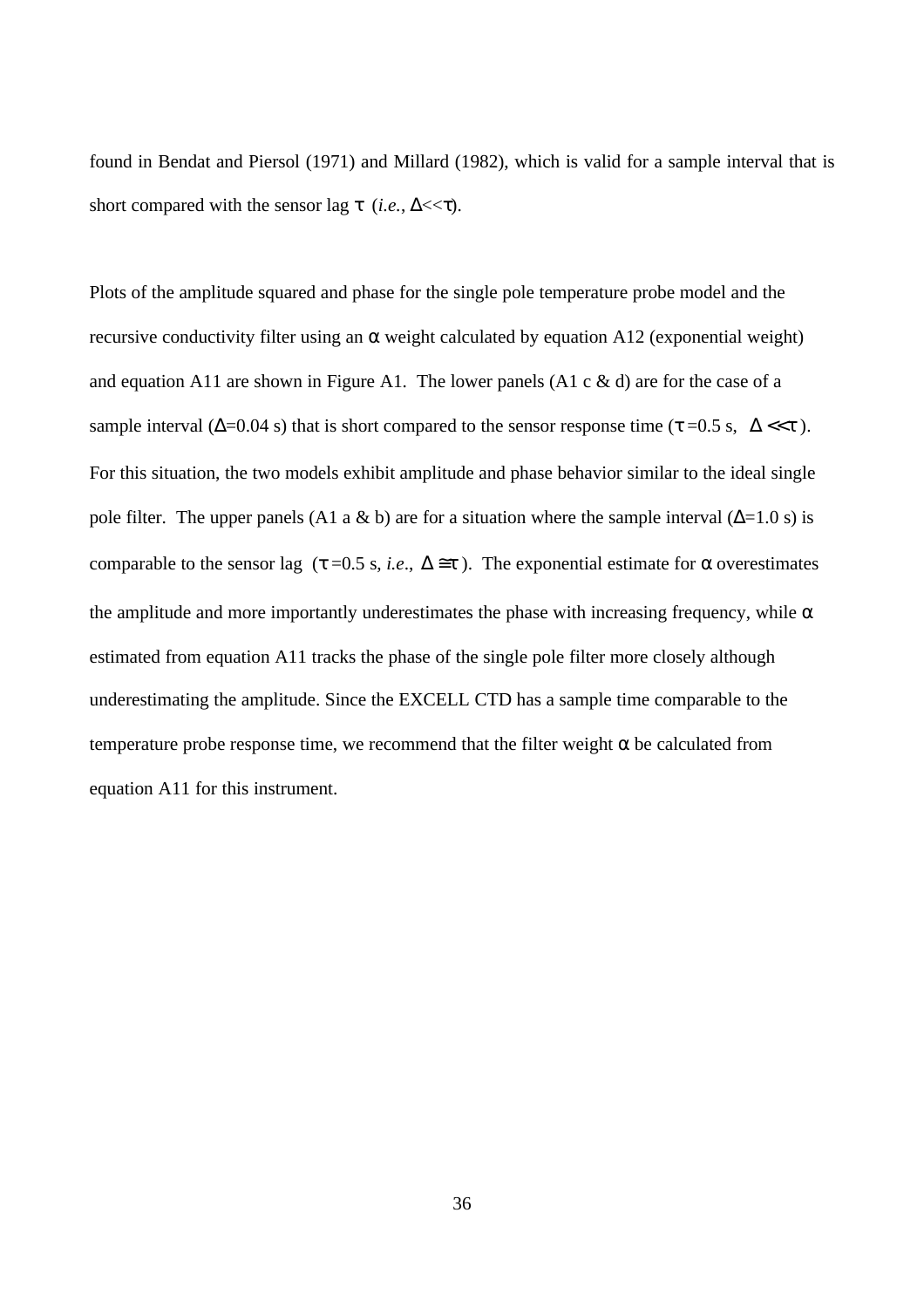found in Bendat and Piersol (1971) and Millard (1982), which is valid for a sample interval that is short compared with the sensor lag $\tau$ (*i.e.*, $\Delta << \tau$).

Plots of the amplitude squared and phase for the single pole temperature probe model and the recursive conductivity filter using an $\alpha$ weight calculated by equation A12 (exponential weight) and equation A11 are shown in Figure A1. The lower panels (A1 c & d) are for the case of a sample interval ($\Delta$=0.04 s) that is short compared to the sensor response time ($\tau$=0.5 s, $\Delta << \tau$). For this situation, the two models exhibit amplitude and phase behavior similar to the ideal single pole filter. The upper panels (A1 a & b) are for a situation where the sample interval ($\Delta$=1.0 s) is comparable to the sensor lag ($\tau$=0.5 s, *i.e*., $\Delta \cong \tau$). The exponential estimate for $\alpha$ overestimates the amplitude and more importantly underestimates the phase with increasing frequency, while $\alpha$ estimated from equation A11 tracks the phase of the single pole filter more closely although underestimating the amplitude. Since the EXCELL CTD has a sample time comparable to the temperature probe response time, we recommend that the filter weight $\alpha$ be calculated from equation A11 for this instrument.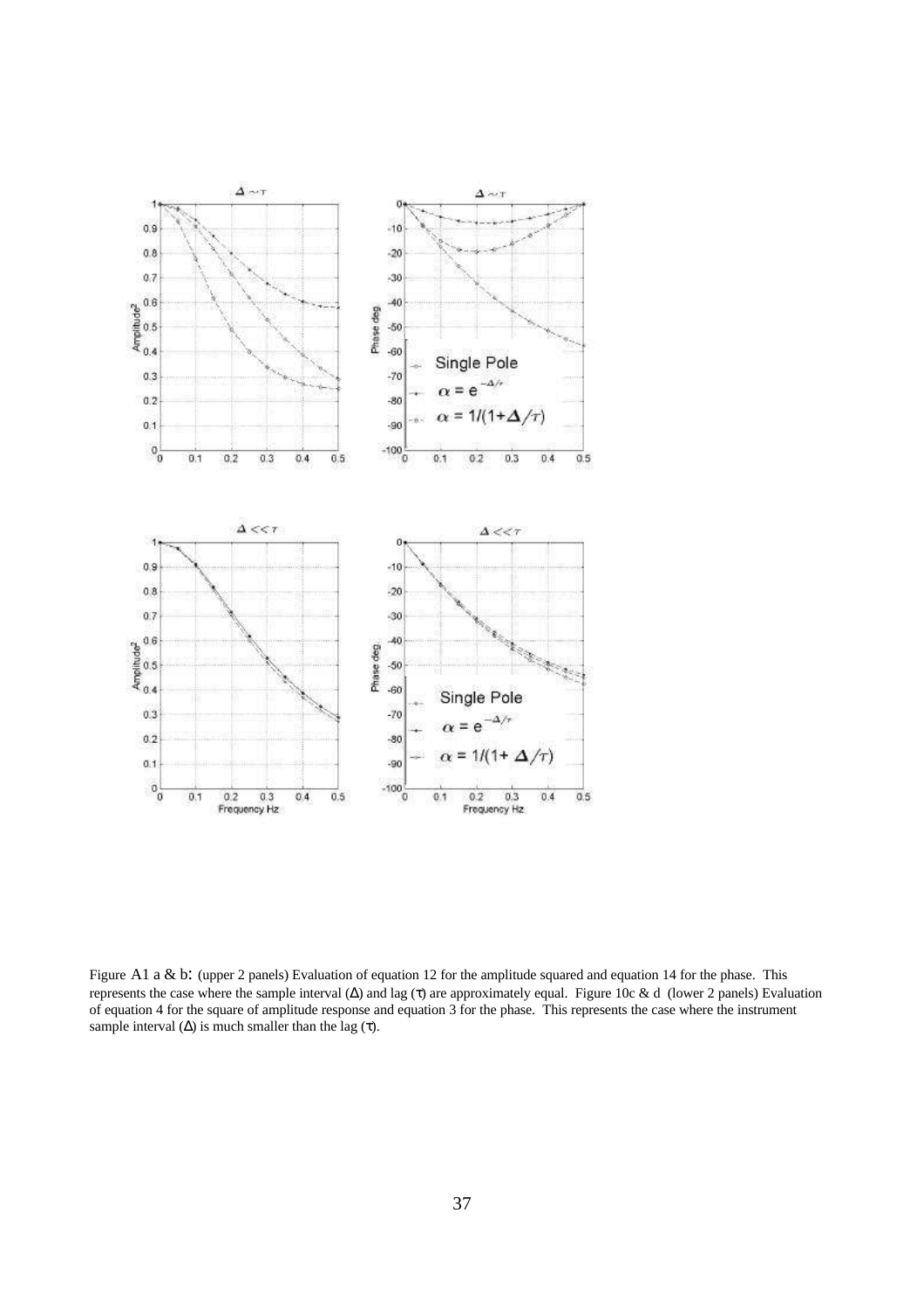$\Delta \sim \tau$

Amplitude$^2$

1
0.9
0.8
0.7
0.6
0.5
0.4
0.3
0.2
0.1
0

0 0.1 0.2 0.3 0.4 0.5

$\Delta \sim \tau$

Phase deg

0
-10
-20
-30
-40
-50
-60
-70
-80
-90
-100

0 0.1 0.2 0.3 0.4 0.5

Single Pole

$\alpha = e^{-\Delta/\tau}$

$\alpha = 1/(1+\Delta/\tau)$

$\Delta << \tau$

Amplitude$^2$

1
0.9
0.8
0.7
0.6
0.5
0.4
0.3
0.2
0.1
0

0 0.1 0.2 0.3 0.4 0.5

Frequency Hz

$\Delta << \tau$

Phase deg

0
-10
-20
-30
-40
-50
-60
-70
-80
-90
-100

0 0.1 0.2 0.3 0.4 0.5

Frequency Hz

Single Pole

$\alpha = e^{-\Delta/\tau}$

$\alpha = 1/(1+\Delta/\tau)$

Figure A1 a & b: (upper 2 panels) Evaluation of equation 12 for the amplitude squared and equation 14 for the phase. This represents the case where the sample interval ($\Delta$) and lag ($\tau$) are approximately equal. Figure 10c & d (lower 2 panels) Evaluation of equation 4 for the square of amplitude response and equation 3 for the phase. This represents the case where the instrument sample interval ($\Delta$) is much smaller than the lag ($\tau$).